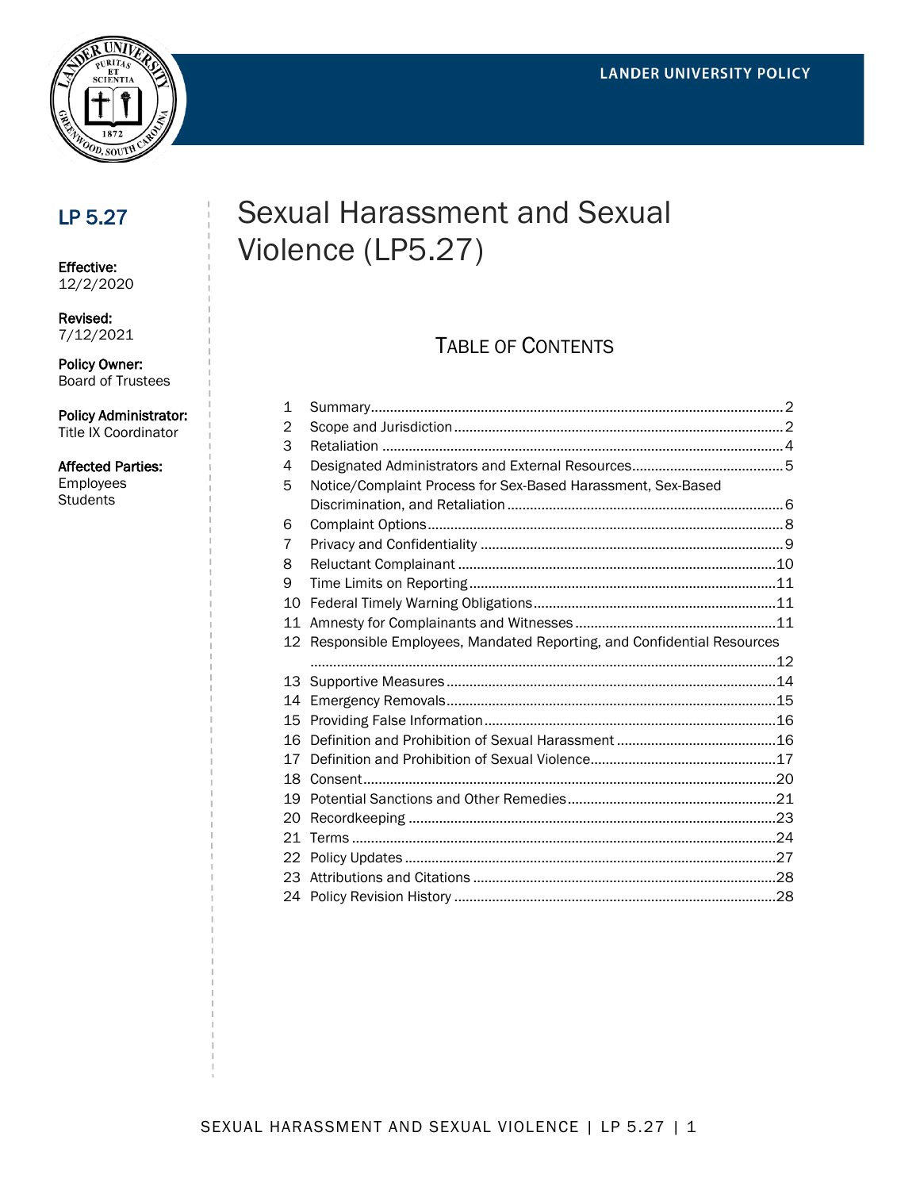LANDER UNIVERSITY POLICY

## LP 5.27

**Effective:**
12/2/2020

**Revised:**
7/12/2021

**Policy Owner:**
Board of Trustees

**Policy Administrator:**
Title IX Coordinator

**Affected Parties:**
Employees
Students

# Sexual Harassment and Sexual Violence (LP5.27)

## TABLE OF CONTENTS

| | | |
|---|---|---|
| 1 | Summary | 2 |
| 2 | Scope and Jurisdiction | 2 |
| 3 | Retaliation | 4 |
| 4 | Designated Administrators and External Resources | 5 |
| 5 | Notice/Complaint Process for Sex-Based Harassment, Sex-Based Discrimination, and Retaliation | 6 |
| 6 | Complaint Options | 8 |
| 7 | Privacy and Confidentiality | 9 |
| 8 | Reluctant Complainant | 10 |
| 9 | Time Limits on Reporting | 11 |
| 10 | Federal Timely Warning Obligations | 11 |
| 11 | Amnesty for Complainants and Witnesses | 11 |
| 12 | Responsible Employees, Mandated Reporting, and Confidential Resources | 12 |
| 13 | Supportive Measures | 14 |
| 14 | Emergency Removals | 15 |
| 15 | Providing False Information | 16 |
| 16 | Definition and Prohibition of Sexual Harassment | 16 |
| 17 | Definition and Prohibition of Sexual Violence | 17 |
| 18 | Consent | 20 |
| 19 | Potential Sanctions and Other Remedies | 21 |
| 20 | Recordkeeping | 23 |
| 21 | Terms | 24 |
| 22 | Policy Updates | 27 |
| 23 | Attributions and Citations | 28 |
| 24 | Policy Revision History | 28 |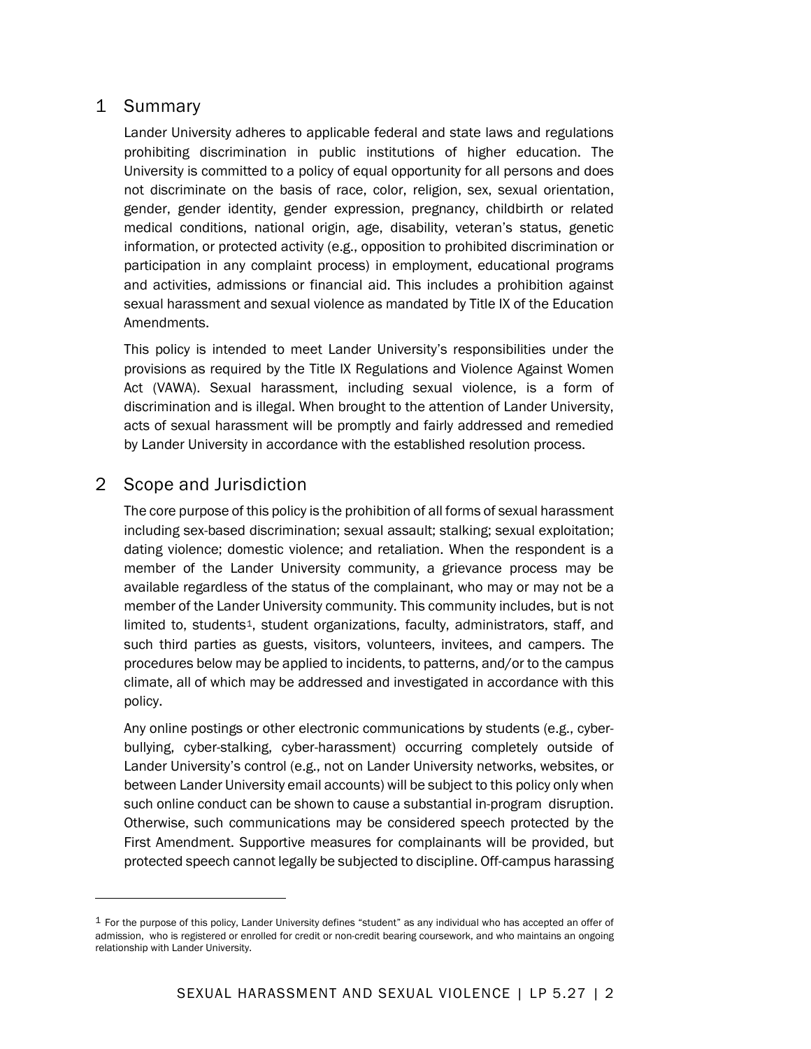## 1 Summary

Lander University adheres to applicable federal and state laws and regulations prohibiting discrimination in public institutions of higher education. The University is committed to a policy of equal opportunity for all persons and does not discriminate on the basis of race, color, religion, sex, sexual orientation, gender, gender identity, gender expression, pregnancy, childbirth or related medical conditions, national origin, age, disability, veteran's status, genetic information, or protected activity (e.g., opposition to prohibited discrimination or participation in any complaint process) in employment, educational programs and activities, admissions or financial aid. This includes a prohibition against sexual harassment and sexual violence as mandated by Title IX of the Education Amendments.

This policy is intended to meet Lander University's responsibilities under the provisions as required by the Title IX Regulations and Violence Against Women Act (VAWA). Sexual harassment, including sexual violence, is a form of discrimination and is illegal. When brought to the attention of Lander University, acts of sexual harassment will be promptly and fairly addressed and remedied by Lander University in accordance with the established resolution process.

## 2 Scope and Jurisdiction

The core purpose of this policy is the prohibition of all forms of sexual harassment including sex-based discrimination; sexual assault; stalking; sexual exploitation; dating violence; domestic violence; and retaliation. When the respondent is a member of the Lander University community, a grievance process may be available regardless of the status of the complainant, who may or may not be a member of the Lander University community. This community includes, but is not limited to, students[1], student organizations, faculty, administrators, staff, and such third parties as guests, visitors, volunteers, invitees, and campers. The procedures below may be applied to incidents, to patterns, and/or to the campus climate, all of which may be addressed and investigated in accordance with this policy.

Any online postings or other electronic communications by students (e.g., cyber-bullying, cyber-stalking, cyber-harassment) occurring completely outside of Lander University's control (e.g., not on Lander University networks, websites, or between Lander University email accounts) will be subject to this policy only when such online conduct can be shown to cause a substantial in-program disruption. Otherwise, such communications may be considered speech protected by the First Amendment. Supportive measures for complainants will be provided, but protected speech cannot legally be subjected to discipline. Off-campus harassing

---

[1] For the purpose of this policy, Lander University defines "student" as any individual who has accepted an offer of admission, who is registered or enrolled for credit or non-credit bearing coursework, and who maintains an ongoing relationship with Lander University.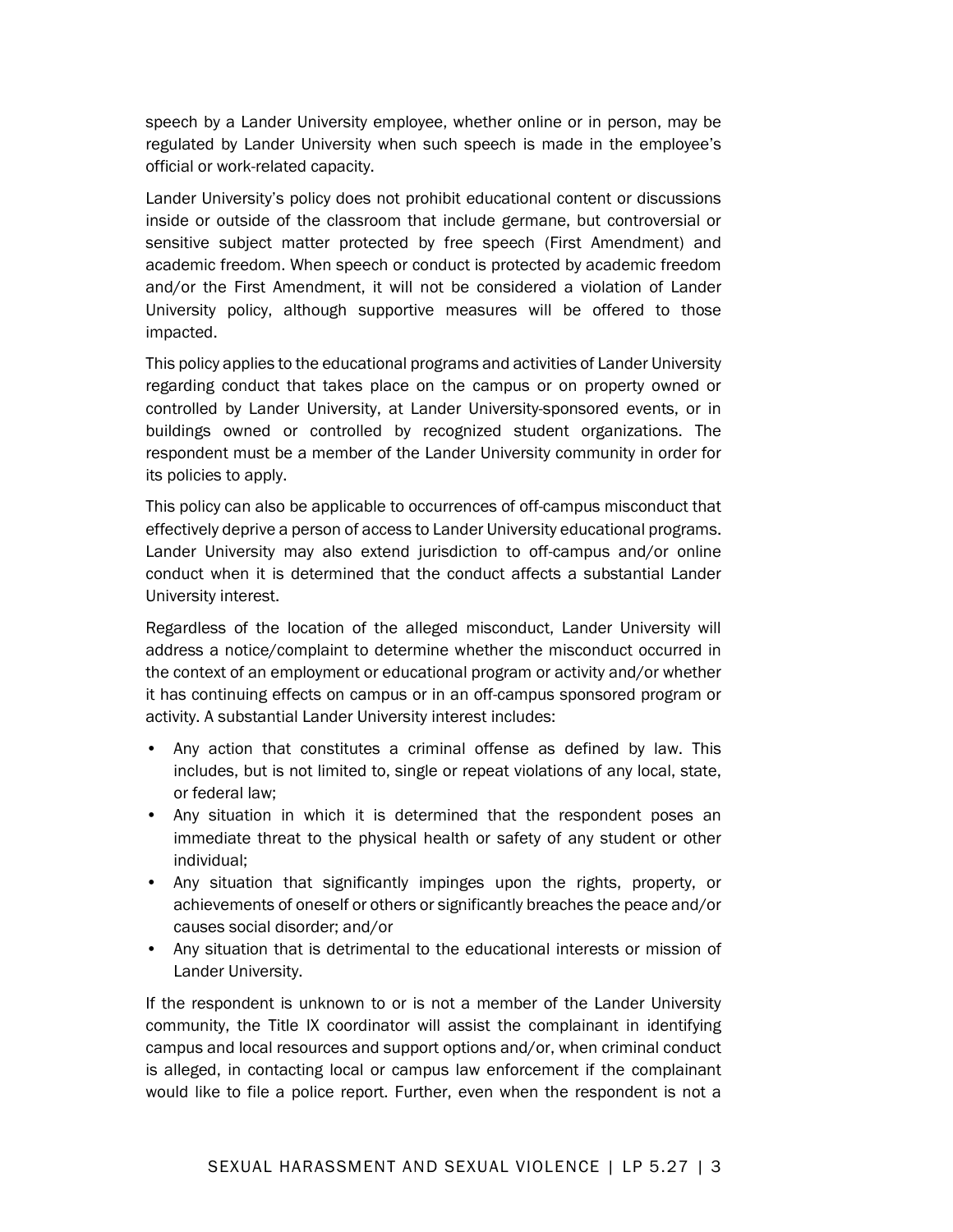speech by a Lander University employee, whether online or in person, may be regulated by Lander University when such speech is made in the employee's official or work-related capacity.

Lander University's policy does not prohibit educational content or discussions inside or outside of the classroom that include germane, but controversial or sensitive subject matter protected by free speech (First Amendment) and academic freedom. When speech or conduct is protected by academic freedom and/or the First Amendment, it will not be considered a violation of Lander University policy, although supportive measures will be offered to those impacted.

This policy applies to the educational programs and activities of Lander University regarding conduct that takes place on the campus or on property owned or controlled by Lander University, at Lander University-sponsored events, or in buildings owned or controlled by recognized student organizations. The respondent must be a member of the Lander University community in order for its policies to apply.

This policy can also be applicable to occurrences of off-campus misconduct that effectively deprive a person of access to Lander University educational programs. Lander University may also extend jurisdiction to off-campus and/or online conduct when it is determined that the conduct affects a substantial Lander University interest.

Regardless of the location of the alleged misconduct, Lander University will address a notice/complaint to determine whether the misconduct occurred in the context of an employment or educational program or activity and/or whether it has continuing effects on campus or in an off-campus sponsored program or activity. A substantial Lander University interest includes:

- Any action that constitutes a criminal offense as defined by law. This includes, but is not limited to, single or repeat violations of any local, state, or federal law;
- Any situation in which it is determined that the respondent poses an immediate threat to the physical health or safety of any student or other individual;
- Any situation that significantly impinges upon the rights, property, or achievements of oneself or others or significantly breaches the peace and/or causes social disorder; and/or
- Any situation that is detrimental to the educational interests or mission of Lander University.

If the respondent is unknown to or is not a member of the Lander University community, the Title IX coordinator will assist the complainant in identifying campus and local resources and support options and/or, when criminal conduct is alleged, in contacting local or campus law enforcement if the complainant would like to file a police report. Further, even when the respondent is not a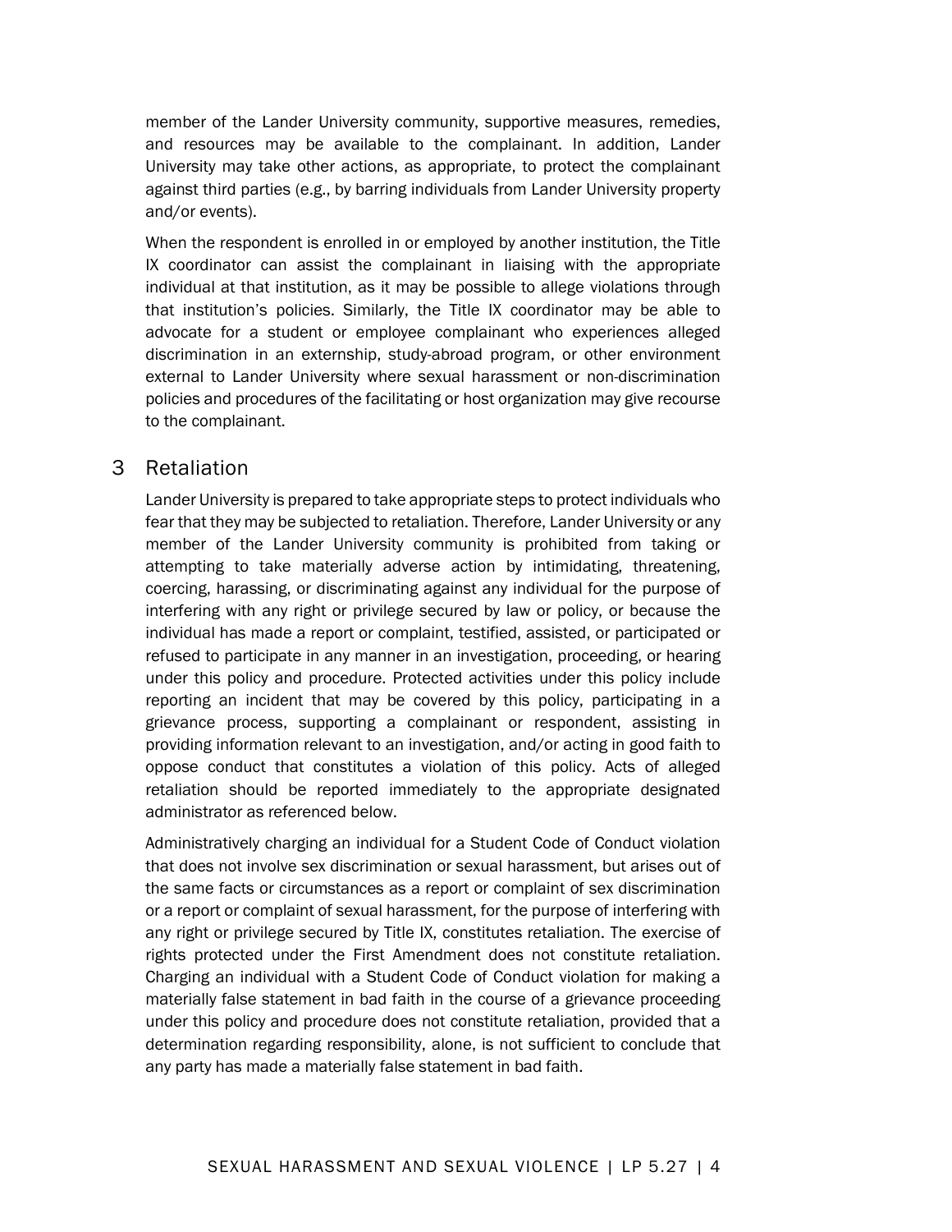member of the Lander University community, supportive measures, remedies, and resources may be available to the complainant. In addition, Lander University may take other actions, as appropriate, to protect the complainant against third parties (e.g., by barring individuals from Lander University property and/or events).

When the respondent is enrolled in or employed by another institution, the Title IX coordinator can assist the complainant in liaising with the appropriate individual at that institution, as it may be possible to allege violations through that institution's policies. Similarly, the Title IX coordinator may be able to advocate for a student or employee complainant who experiences alleged discrimination in an externship, study-abroad program, or other environment external to Lander University where sexual harassment or non-discrimination policies and procedures of the facilitating or host organization may give recourse to the complainant.

## 3 Retaliation

Lander University is prepared to take appropriate steps to protect individuals who fear that they may be subjected to retaliation. Therefore, Lander University or any member of the Lander University community is prohibited from taking or attempting to take materially adverse action by intimidating, threatening, coercing, harassing, or discriminating against any individual for the purpose of interfering with any right or privilege secured by law or policy, or because the individual has made a report or complaint, testified, assisted, or participated or refused to participate in any manner in an investigation, proceeding, or hearing under this policy and procedure. Protected activities under this policy include reporting an incident that may be covered by this policy, participating in a grievance process, supporting a complainant or respondent, assisting in providing information relevant to an investigation, and/or acting in good faith to oppose conduct that constitutes a violation of this policy. Acts of alleged retaliation should be reported immediately to the appropriate designated administrator as referenced below.

Administratively charging an individual for a Student Code of Conduct violation that does not involve sex discrimination or sexual harassment, but arises out of the same facts or circumstances as a report or complaint of sex discrimination or a report or complaint of sexual harassment, for the purpose of interfering with any right or privilege secured by Title IX, constitutes retaliation. The exercise of rights protected under the First Amendment does not constitute retaliation. Charging an individual with a Student Code of Conduct violation for making a materially false statement in bad faith in the course of a grievance proceeding under this policy and procedure does not constitute retaliation, provided that a determination regarding responsibility, alone, is not sufficient to conclude that any party has made a materially false statement in bad faith.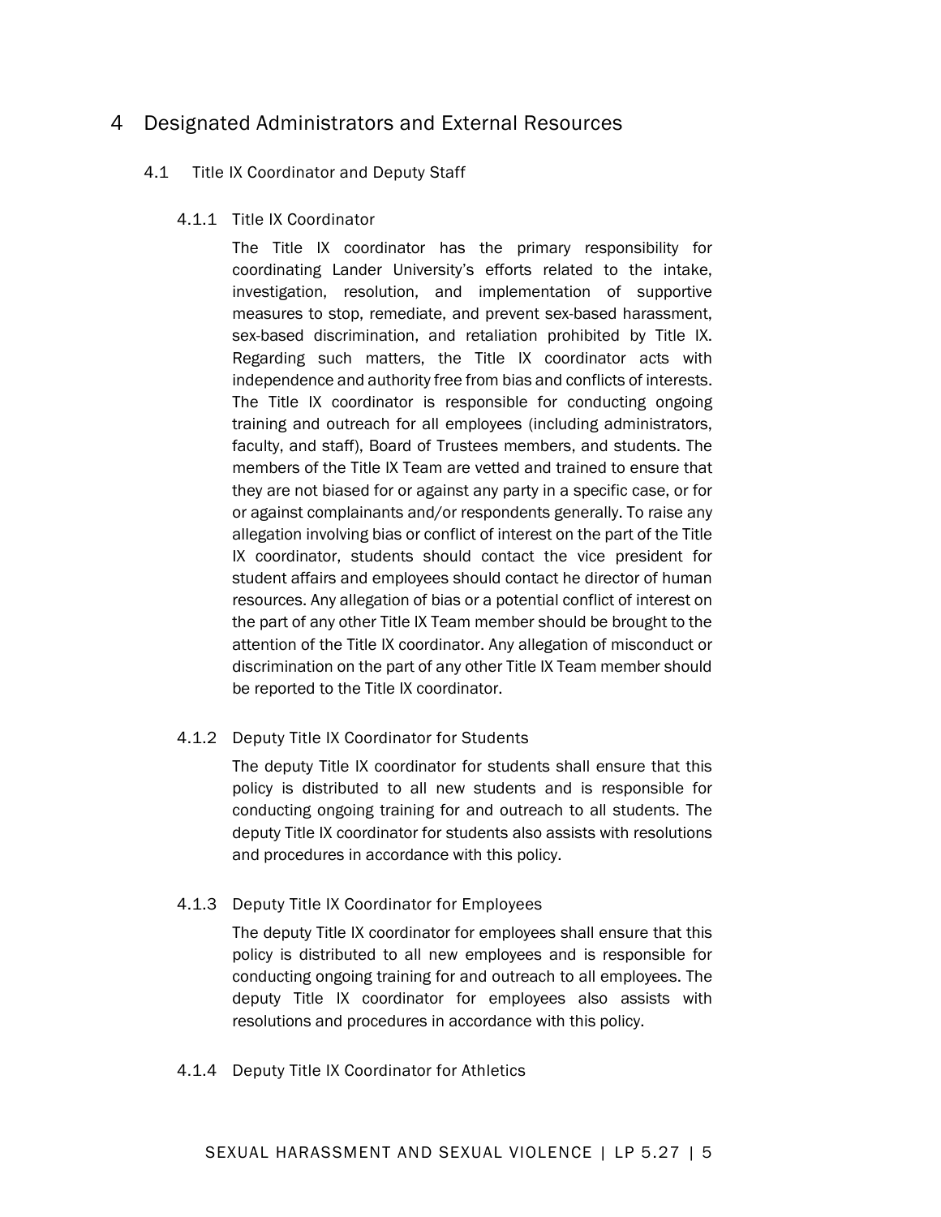# 4 Designated Administrators and External Resources

## 4.1 Title IX Coordinator and Deputy Staff

### 4.1.1 Title IX Coordinator

The Title IX coordinator has the primary responsibility for coordinating Lander University's efforts related to the intake, investigation, resolution, and implementation of supportive measures to stop, remediate, and prevent sex-based harassment, sex-based discrimination, and retaliation prohibited by Title IX. Regarding such matters, the Title IX coordinator acts with independence and authority free from bias and conflicts of interests. The Title IX coordinator is responsible for conducting ongoing training and outreach for all employees (including administrators, faculty, and staff), Board of Trustees members, and students. The members of the Title IX Team are vetted and trained to ensure that they are not biased for or against any party in a specific case, or for or against complainants and/or respondents generally. To raise any allegation involving bias or conflict of interest on the part of the Title IX coordinator, students should contact the vice president for student affairs and employees should contact he director of human resources. Any allegation of bias or a potential conflict of interest on the part of any other Title IX Team member should be brought to the attention of the Title IX coordinator. Any allegation of misconduct or discrimination on the part of any other Title IX Team member should be reported to the Title IX coordinator.

### 4.1.2 Deputy Title IX Coordinator for Students

The deputy Title IX coordinator for students shall ensure that this policy is distributed to all new students and is responsible for conducting ongoing training for and outreach to all students. The deputy Title IX coordinator for students also assists with resolutions and procedures in accordance with this policy.

### 4.1.3 Deputy Title IX Coordinator for Employees

The deputy Title IX coordinator for employees shall ensure that this policy is distributed to all new employees and is responsible for conducting ongoing training for and outreach to all employees. The deputy Title IX coordinator for employees also assists with resolutions and procedures in accordance with this policy.

### 4.1.4 Deputy Title IX Coordinator for Athletics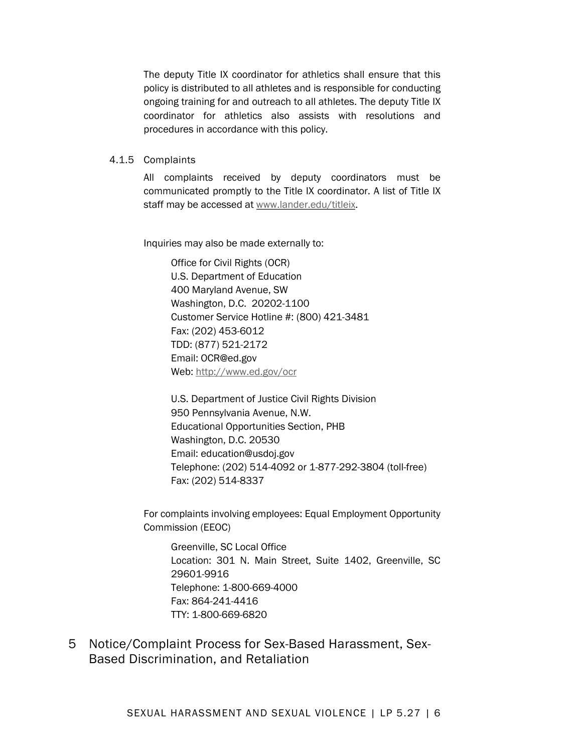The deputy Title IX coordinator for athletics shall ensure that this policy is distributed to all athletes and is responsible for conducting ongoing training for and outreach to all athletes. The deputy Title IX coordinator for athletics also assists with resolutions and procedures in accordance with this policy.

#### 4.1.5 Complaints

All complaints received by deputy coordinators must be communicated promptly to the Title IX coordinator. A list of Title IX staff may be accessed at www.lander.edu/titleix.

Inquiries may also be made externally to:

Office for Civil Rights (OCR)
U.S. Department of Education
400 Maryland Avenue, SW
Washington, D.C. 20202-1100
Customer Service Hotline #: (800) 421-3481
Fax: (202) 453-6012
TDD: (877) 521-2172
Email: OCR@ed.gov
Web: http://www.ed.gov/ocr

U.S. Department of Justice Civil Rights Division
950 Pennsylvania Avenue, N.W.
Educational Opportunities Section, PHB
Washington, D.C. 20530
Email: education@usdoj.gov
Telephone: (202) 514-4092 or 1-877-292-3804 (toll-free)
Fax: (202) 514-8337

For complaints involving employees: Equal Employment Opportunity Commission (EEOC)

Greenville, SC Local Office
Location: 301 N. Main Street, Suite 1402, Greenville, SC 29601-9916
Telephone: 1-800-669-4000
Fax: 864-241-4416
TTY: 1-800-669-6820

# 5 Notice/Complaint Process for Sex-Based Harassment, Sex-Based Discrimination, and Retaliation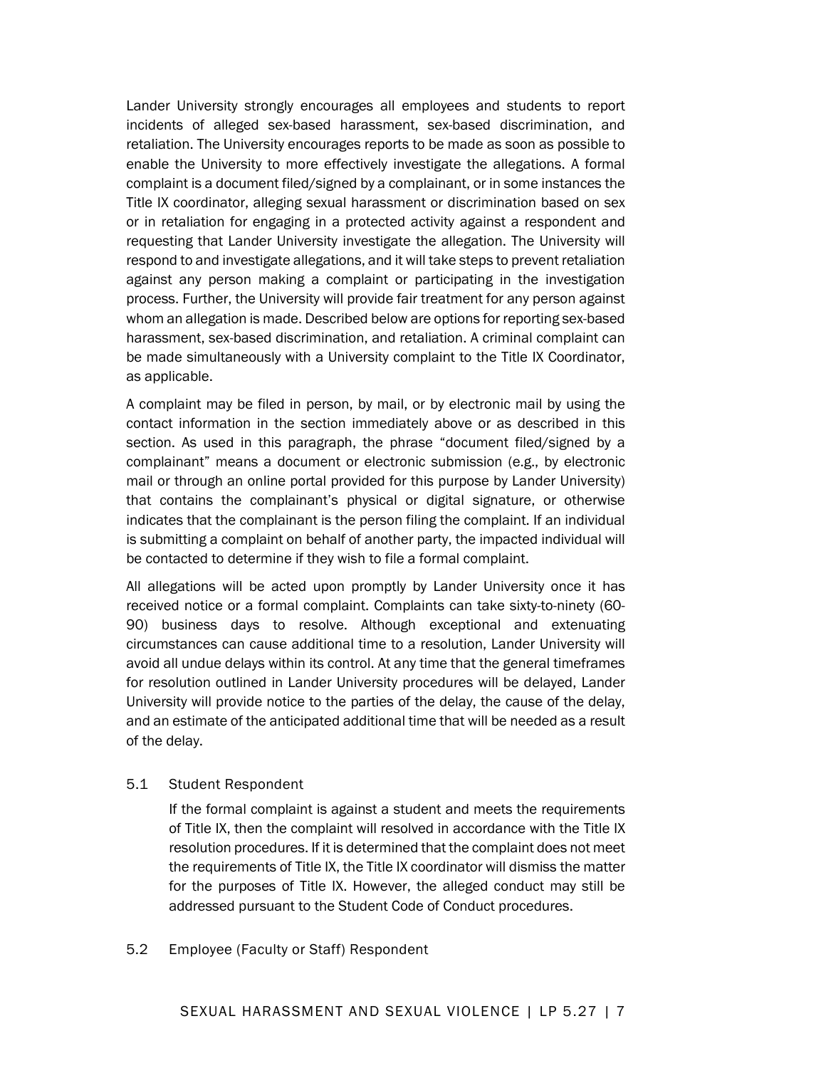Lander University strongly encourages all employees and students to report incidents of alleged sex-based harassment, sex-based discrimination, and retaliation. The University encourages reports to be made as soon as possible to enable the University to more effectively investigate the allegations. A formal complaint is a document filed/signed by a complainant, or in some instances the Title IX coordinator, alleging sexual harassment or discrimination based on sex or in retaliation for engaging in a protected activity against a respondent and requesting that Lander University investigate the allegation. The University will respond to and investigate allegations, and it will take steps to prevent retaliation against any person making a complaint or participating in the investigation process. Further, the University will provide fair treatment for any person against whom an allegation is made. Described below are options for reporting sex-based harassment, sex-based discrimination, and retaliation. A criminal complaint can be made simultaneously with a University complaint to the Title IX Coordinator, as applicable.

A complaint may be filed in person, by mail, or by electronic mail by using the contact information in the section immediately above or as described in this section. As used in this paragraph, the phrase "document filed/signed by a complainant" means a document or electronic submission (e.g., by electronic mail or through an online portal provided for this purpose by Lander University) that contains the complainant's physical or digital signature, or otherwise indicates that the complainant is the person filing the complaint. If an individual is submitting a complaint on behalf of another party, the impacted individual will be contacted to determine if they wish to file a formal complaint.

All allegations will be acted upon promptly by Lander University once it has received notice or a formal complaint. Complaints can take sixty-to-ninety (60-90) business days to resolve. Although exceptional and extenuating circumstances can cause additional time to a resolution, Lander University will avoid all undue delays within its control. At any time that the general timeframes for resolution outlined in Lander University procedures will be delayed, Lander University will provide notice to the parties of the delay, the cause of the delay, and an estimate of the anticipated additional time that will be needed as a result of the delay.

### 5.1 Student Respondent

If the formal complaint is against a student and meets the requirements of Title IX, then the complaint will resolved in accordance with the Title IX resolution procedures. If it is determined that the complaint does not meet the requirements of Title IX, the Title IX coordinator will dismiss the matter for the purposes of Title IX. However, the alleged conduct may still be addressed pursuant to the Student Code of Conduct procedures.

### 5.2 Employee (Faculty or Staff) Respondent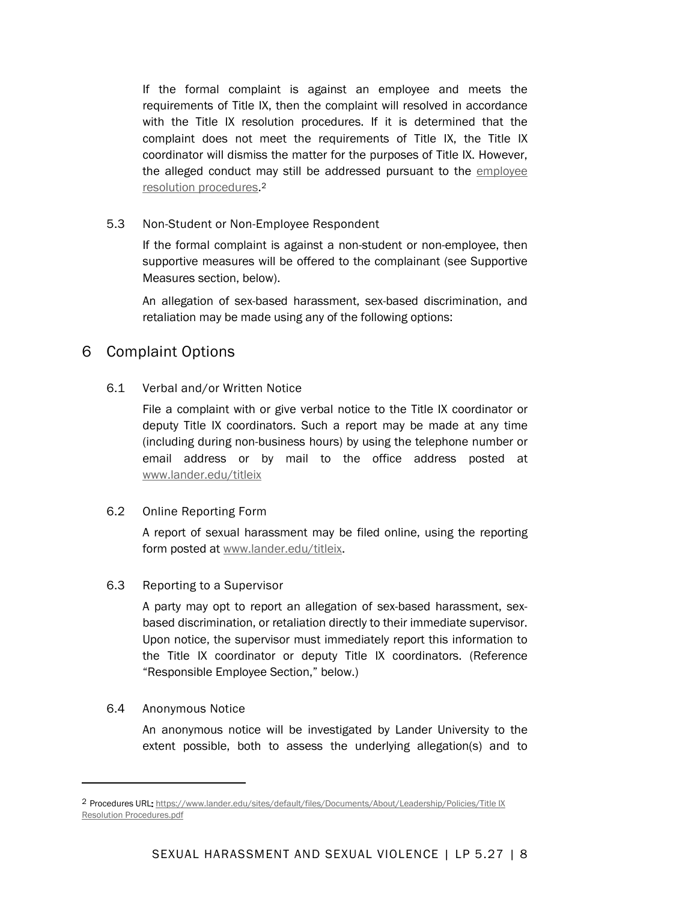If the formal complaint is against an employee and meets the requirements of Title IX, then the complaint will resolved in accordance with the Title IX resolution procedures. If it is determined that the complaint does not meet the requirements of Title IX, the Title IX coordinator will dismiss the matter for the purposes of Title IX. However, the alleged conduct may still be addressed pursuant to the employee resolution procedures.[2]

### 5.3 Non-Student or Non-Employee Respondent

If the formal complaint is against a non-student or non-employee, then supportive measures will be offered to the complainant (see Supportive Measures section, below).

An allegation of sex-based harassment, sex-based discrimination, and retaliation may be made using any of the following options:

## 6 Complaint Options

### 6.1 Verbal and/or Written Notice

File a complaint with or give verbal notice to the Title IX coordinator or deputy Title IX coordinators. Such a report may be made at any time (including during non-business hours) by using the telephone number or email address or by mail to the office address posted at www.lander.edu/titleix

### 6.2 Online Reporting Form

A report of sexual harassment may be filed online, using the reporting form posted at www.lander.edu/titleix.

### 6.3 Reporting to a Supervisor

A party may opt to report an allegation of sex-based harassment, sex-based discrimination, or retaliation directly to their immediate supervisor. Upon notice, the supervisor must immediately report this information to the Title IX coordinator or deputy Title IX coordinators. (Reference "Responsible Employee Section," below.)

### 6.4 Anonymous Notice

An anonymous notice will be investigated by Lander University to the extent possible, both to assess the underlying allegation(s) and to

---

[2] Procedures URL: https://www.lander.edu/sites/default/files/Documents/About/Leadership/Policies/Title IX Resolution Procedures.pdf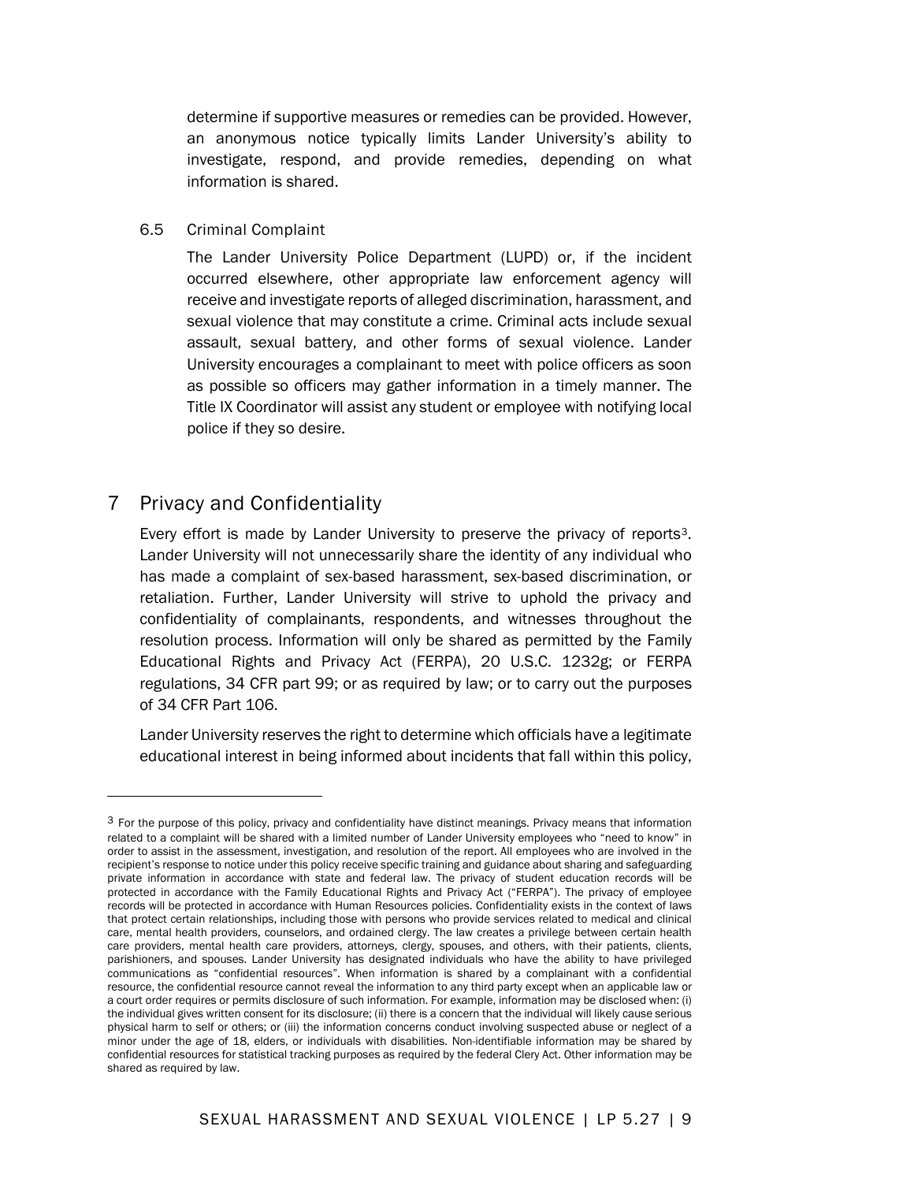determine if supportive measures or remedies can be provided. However, an anonymous notice typically limits Lander University's ability to investigate, respond, and provide remedies, depending on what information is shared.

### 6.5 Criminal Complaint

The Lander University Police Department (LUPD) or, if the incident occurred elsewhere, other appropriate law enforcement agency will receive and investigate reports of alleged discrimination, harassment, and sexual violence that may constitute a crime. Criminal acts include sexual assault, sexual battery, and other forms of sexual violence. Lander University encourages a complainant to meet with police officers as soon as possible so officers may gather information in a timely manner. The Title IX Coordinator will assist any student or employee with notifying local police if they so desire.

## 7 Privacy and Confidentiality

Every effort is made by Lander University to preserve the privacy of reports[3]. Lander University will not unnecessarily share the identity of any individual who has made a complaint of sex-based harassment, sex-based discrimination, or retaliation. Further, Lander University will strive to uphold the privacy and confidentiality of complainants, respondents, and witnesses throughout the resolution process. Information will only be shared as permitted by the Family Educational Rights and Privacy Act (FERPA), 20 U.S.C. 1232g; or FERPA regulations, 34 CFR part 99; or as required by law; or to carry out the purposes of 34 CFR Part 106.

Lander University reserves the right to determine which officials have a legitimate educational interest in being informed about incidents that fall within this policy,

---

[3] For the purpose of this policy, privacy and confidentiality have distinct meanings. Privacy means that information related to a complaint will be shared with a limited number of Lander University employees who "need to know" in order to assist in the assessment, investigation, and resolution of the report. All employees who are involved in the recipient's response to notice under this policy receive specific training and guidance about sharing and safeguarding private information in accordance with state and federal law. The privacy of student education records will be protected in accordance with the Family Educational Rights and Privacy Act ("FERPA"). The privacy of employee records will be protected in accordance with Human Resources policies. Confidentiality exists in the context of laws that protect certain relationships, including those with persons who provide services related to medical and clinical care, mental health providers, counselors, and ordained clergy. The law creates a privilege between certain health care providers, mental health care providers, attorneys, clergy, spouses, and others, with their patients, clients, parishioners, and spouses. Lander University has designated individuals who have the ability to have privileged communications as "confidential resources". When information is shared by a complainant with a confidential resource, the confidential resource cannot reveal the information to any third party except when an applicable law or a court order requires or permits disclosure of such information. For example, information may be disclosed when: (i) the individual gives written consent for its disclosure; (ii) there is a concern that the individual will likely cause serious physical harm to self or others; or (iii) the information concerns conduct involving suspected abuse or neglect of a minor under the age of 18, elders, or individuals with disabilities. Non-identifiable information may be shared by confidential resources for statistical tracking purposes as required by the federal Clery Act. Other information may be shared as required by law.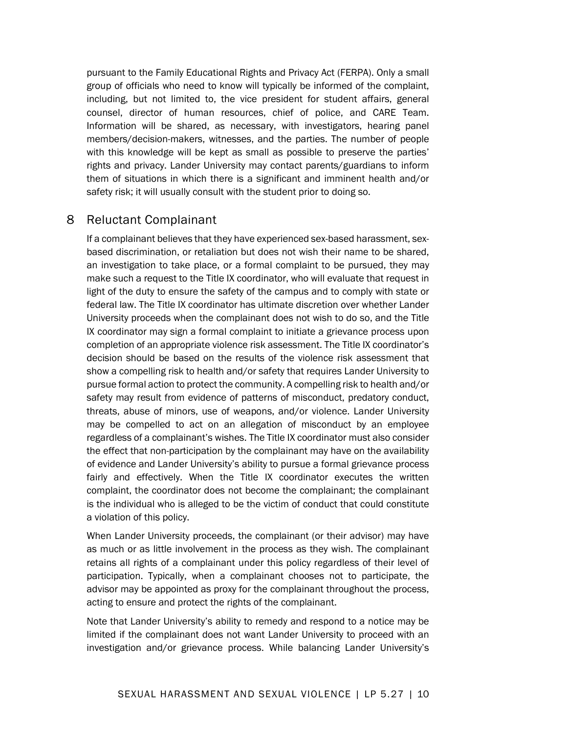pursuant to the Family Educational Rights and Privacy Act (FERPA). Only a small group of officials who need to know will typically be informed of the complaint, including, but not limited to, the vice president for student affairs, general counsel, director of human resources, chief of police, and CARE Team. Information will be shared, as necessary, with investigators, hearing panel members/decision-makers, witnesses, and the parties. The number of people with this knowledge will be kept as small as possible to preserve the parties' rights and privacy. Lander University may contact parents/guardians to inform them of situations in which there is a significant and imminent health and/or safety risk; it will usually consult with the student prior to doing so.

## 8 Reluctant Complainant

If a complainant believes that they have experienced sex-based harassment, sex-based discrimination, or retaliation but does not wish their name to be shared, an investigation to take place, or a formal complaint to be pursued, they may make such a request to the Title IX coordinator, who will evaluate that request in light of the duty to ensure the safety of the campus and to comply with state or federal law. The Title IX coordinator has ultimate discretion over whether Lander University proceeds when the complainant does not wish to do so, and the Title IX coordinator may sign a formal complaint to initiate a grievance process upon completion of an appropriate violence risk assessment. The Title IX coordinator's decision should be based on the results of the violence risk assessment that show a compelling risk to health and/or safety that requires Lander University to pursue formal action to protect the community. A compelling risk to health and/or safety may result from evidence of patterns of misconduct, predatory conduct, threats, abuse of minors, use of weapons, and/or violence. Lander University may be compelled to act on an allegation of misconduct by an employee regardless of a complainant's wishes. The Title IX coordinator must also consider the effect that non-participation by the complainant may have on the availability of evidence and Lander University's ability to pursue a formal grievance process fairly and effectively. When the Title IX coordinator executes the written complaint, the coordinator does not become the complainant; the complainant is the individual who is alleged to be the victim of conduct that could constitute a violation of this policy.

When Lander University proceeds, the complainant (or their advisor) may have as much or as little involvement in the process as they wish. The complainant retains all rights of a complainant under this policy regardless of their level of participation. Typically, when a complainant chooses not to participate, the advisor may be appointed as proxy for the complainant throughout the process, acting to ensure and protect the rights of the complainant.

Note that Lander University's ability to remedy and respond to a notice may be limited if the complainant does not want Lander University to proceed with an investigation and/or grievance process. While balancing Lander University's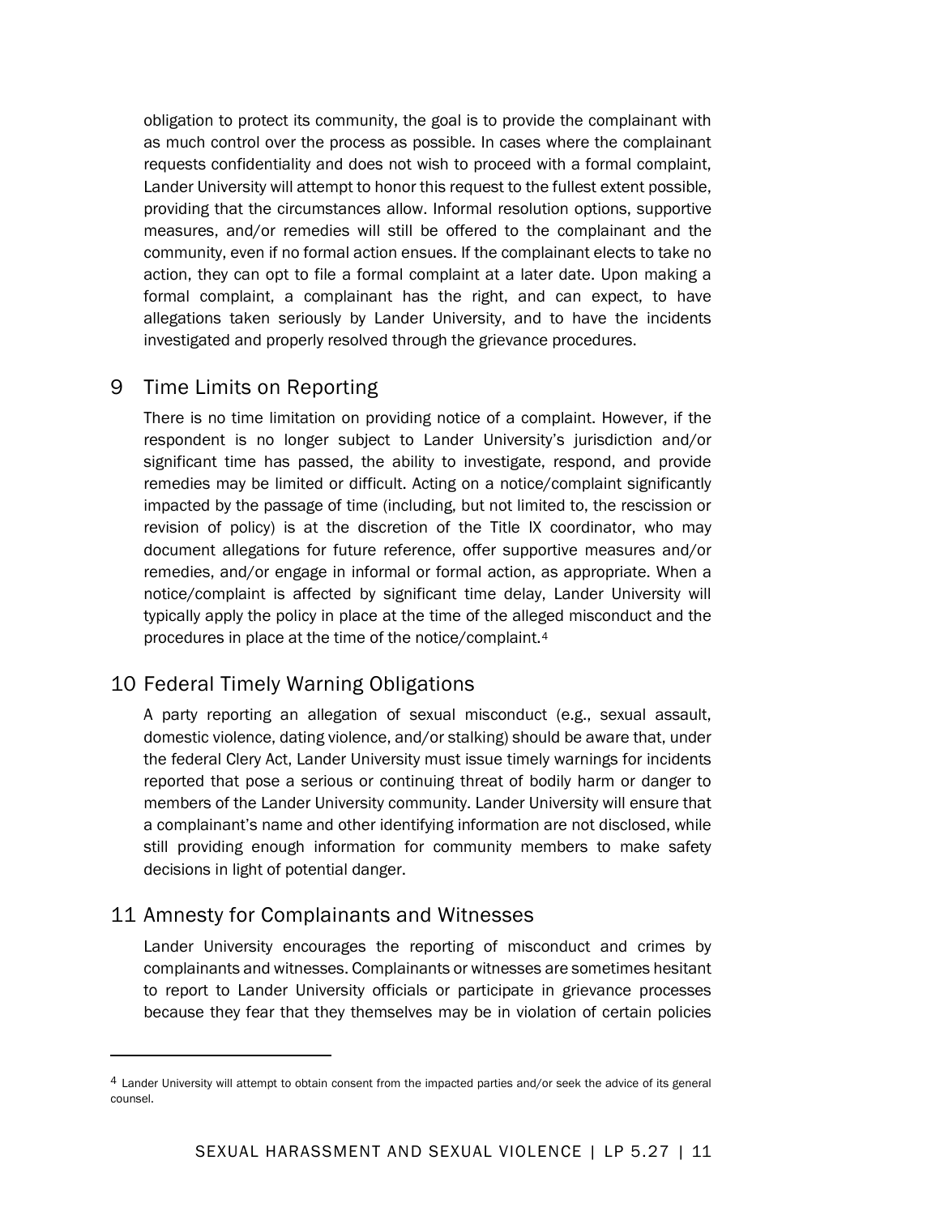obligation to protect its community, the goal is to provide the complainant with as much control over the process as possible. In cases where the complainant requests confidentiality and does not wish to proceed with a formal complaint, Lander University will attempt to honor this request to the fullest extent possible, providing that the circumstances allow. Informal resolution options, supportive measures, and/or remedies will still be offered to the complainant and the community, even if no formal action ensues. If the complainant elects to take no action, they can opt to file a formal complaint at a later date. Upon making a formal complaint, a complainant has the right, and can expect, to have allegations taken seriously by Lander University, and to have the incidents investigated and properly resolved through the grievance procedures.

## 9 Time Limits on Reporting

There is no time limitation on providing notice of a complaint. However, if the respondent is no longer subject to Lander University's jurisdiction and/or significant time has passed, the ability to investigate, respond, and provide remedies may be limited or difficult. Acting on a notice/complaint significantly impacted by the passage of time (including, but not limited to, the rescission or revision of policy) is at the discretion of the Title IX coordinator, who may document allegations for future reference, offer supportive measures and/or remedies, and/or engage in informal or formal action, as appropriate. When a notice/complaint is affected by significant time delay, Lander University will typically apply the policy in place at the time of the alleged misconduct and the procedures in place at the time of the notice/complaint.[4]

## 10 Federal Timely Warning Obligations

A party reporting an allegation of sexual misconduct (e.g., sexual assault, domestic violence, dating violence, and/or stalking) should be aware that, under the federal Clery Act, Lander University must issue timely warnings for incidents reported that pose a serious or continuing threat of bodily harm or danger to members of the Lander University community. Lander University will ensure that a complainant's name and other identifying information are not disclosed, while still providing enough information for community members to make safety decisions in light of potential danger.

## 11 Amnesty for Complainants and Witnesses

Lander University encourages the reporting of misconduct and crimes by complainants and witnesses. Complainants or witnesses are sometimes hesitant to report to Lander University officials or participate in grievance processes because they fear that they themselves may be in violation of certain policies

---

[4] Lander University will attempt to obtain consent from the impacted parties and/or seek the advice of its general counsel.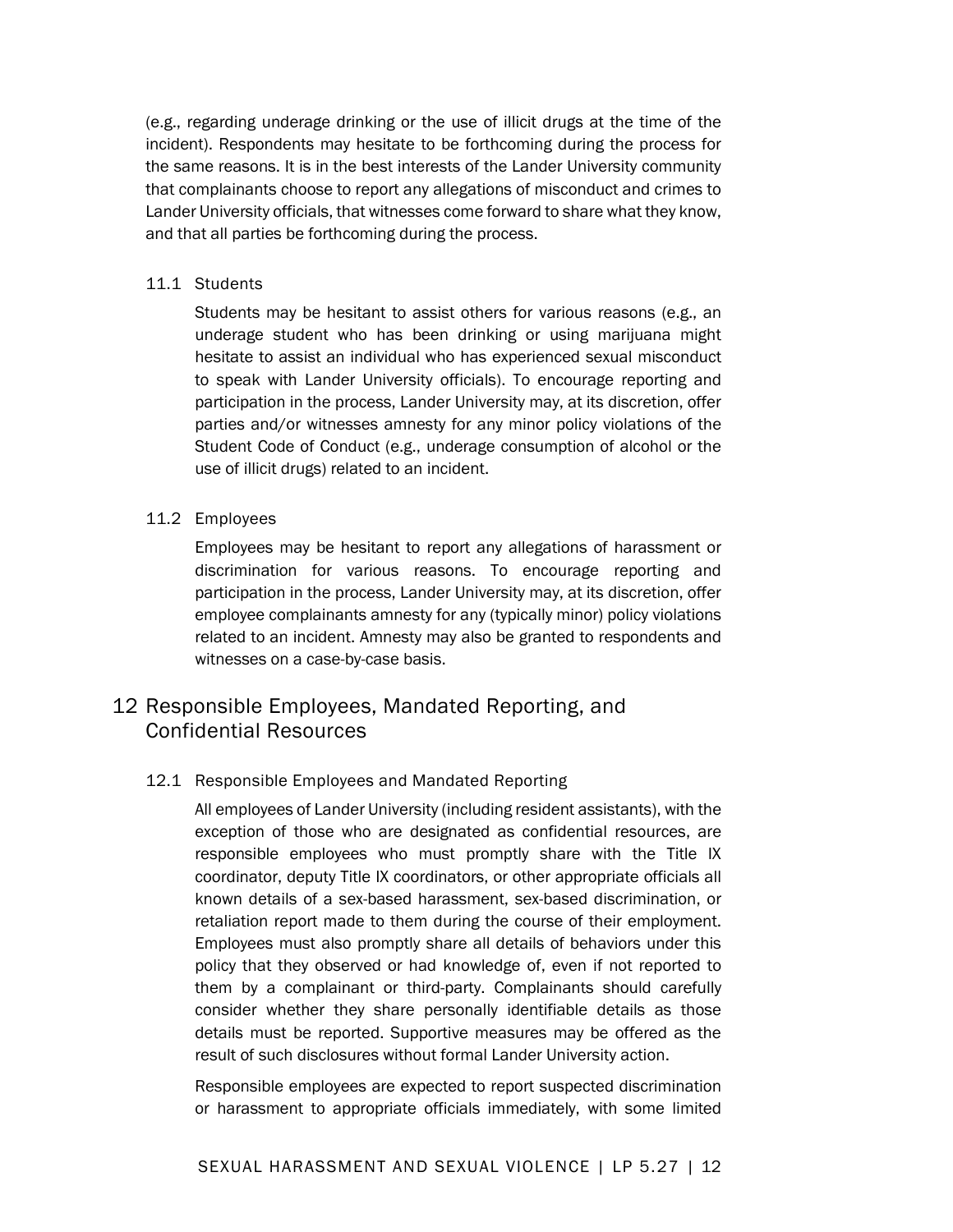(e.g., regarding underage drinking or the use of illicit drugs at the time of the incident). Respondents may hesitate to be forthcoming during the process for the same reasons. It is in the best interests of the Lander University community that complainants choose to report any allegations of misconduct and crimes to Lander University officials, that witnesses come forward to share what they know, and that all parties be forthcoming during the process.

### 11.1 Students

Students may be hesitant to assist others for various reasons (e.g., an underage student who has been drinking or using marijuana might hesitate to assist an individual who has experienced sexual misconduct to speak with Lander University officials). To encourage reporting and participation in the process, Lander University may, at its discretion, offer parties and/or witnesses amnesty for any minor policy violations of the Student Code of Conduct (e.g., underage consumption of alcohol or the use of illicit drugs) related to an incident.

### 11.2 Employees

Employees may be hesitant to report any allegations of harassment or discrimination for various reasons. To encourage reporting and participation in the process, Lander University may, at its discretion, offer employee complainants amnesty for any (typically minor) policy violations related to an incident. Amnesty may also be granted to respondents and witnesses on a case-by-case basis.

## 12 Responsible Employees, Mandated Reporting, and Confidential Resources

### 12.1 Responsible Employees and Mandated Reporting

All employees of Lander University (including resident assistants), with the exception of those who are designated as confidential resources, are responsible employees who must promptly share with the Title IX coordinator, deputy Title IX coordinators, or other appropriate officials all known details of a sex-based harassment, sex-based discrimination, or retaliation report made to them during the course of their employment. Employees must also promptly share all details of behaviors under this policy that they observed or had knowledge of, even if not reported to them by a complainant or third-party. Complainants should carefully consider whether they share personally identifiable details as those details must be reported. Supportive measures may be offered as the result of such disclosures without formal Lander University action.

Responsible employees are expected to report suspected discrimination or harassment to appropriate officials immediately, with some limited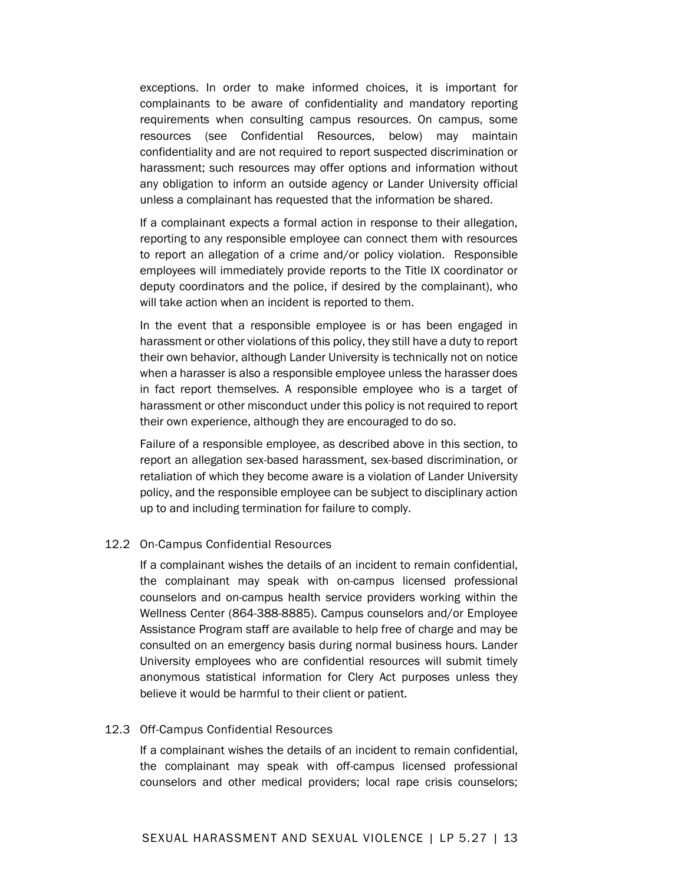exceptions. In order to make informed choices, it is important for complainants to be aware of confidentiality and mandatory reporting requirements when consulting campus resources. On campus, some resources (see Confidential Resources, below) may maintain confidentiality and are not required to report suspected discrimination or harassment; such resources may offer options and information without any obligation to inform an outside agency or Lander University official unless a complainant has requested that the information be shared.

If a complainant expects a formal action in response to their allegation, reporting to any responsible employee can connect them with resources to report an allegation of a crime and/or policy violation. Responsible employees will immediately provide reports to the Title IX coordinator or deputy coordinators and the police, if desired by the complainant), who will take action when an incident is reported to them.

In the event that a responsible employee is or has been engaged in harassment or other violations of this policy, they still have a duty to report their own behavior, although Lander University is technically not on notice when a harasser is also a responsible employee unless the harasser does in fact report themselves. A responsible employee who is a target of harassment or other misconduct under this policy is not required to report their own experience, although they are encouraged to do so.

Failure of a responsible employee, as described above in this section, to report an allegation sex-based harassment, sex-based discrimination, or retaliation of which they become aware is a violation of Lander University policy, and the responsible employee can be subject to disciplinary action up to and including termination for failure to comply.

### 12.2 On-Campus Confidential Resources

If a complainant wishes the details of an incident to remain confidential, the complainant may speak with on-campus licensed professional counselors and on-campus health service providers working within the Wellness Center (864-388-8885). Campus counselors and/or Employee Assistance Program staff are available to help free of charge and may be consulted on an emergency basis during normal business hours. Lander University employees who are confidential resources will submit timely anonymous statistical information for Clery Act purposes unless they believe it would be harmful to their client or patient.

### 12.3 Off-Campus Confidential Resources

If a complainant wishes the details of an incident to remain confidential, the complainant may speak with off-campus licensed professional counselors and other medical providers; local rape crisis counselors;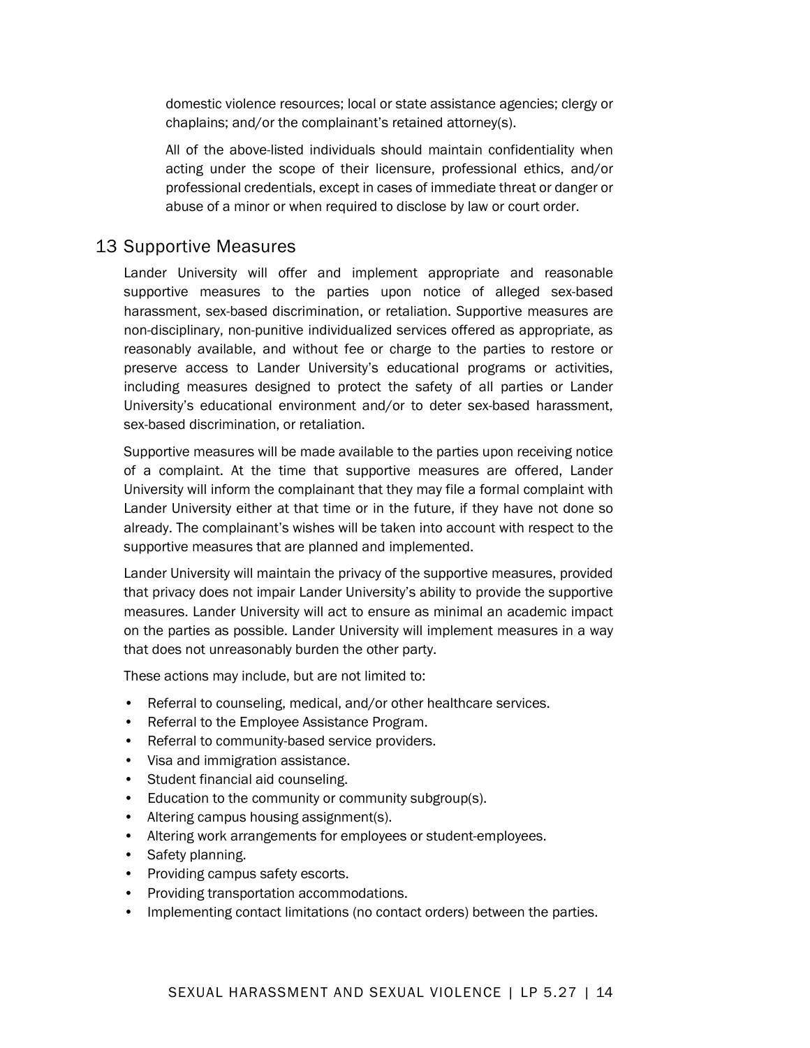domestic violence resources; local or state assistance agencies; clergy or chaplains; and/or the complainant's retained attorney(s).

All of the above-listed individuals should maintain confidentiality when acting under the scope of their licensure, professional ethics, and/or professional credentials, except in cases of immediate threat or danger or abuse of a minor or when required to disclose by law or court order.

## 13 Supportive Measures

Lander University will offer and implement appropriate and reasonable supportive measures to the parties upon notice of alleged sex-based harassment, sex-based discrimination, or retaliation. Supportive measures are non-disciplinary, non-punitive individualized services offered as appropriate, as reasonably available, and without fee or charge to the parties to restore or preserve access to Lander University's educational programs or activities, including measures designed to protect the safety of all parties or Lander University's educational environment and/or to deter sex-based harassment, sex-based discrimination, or retaliation.

Supportive measures will be made available to the parties upon receiving notice of a complaint. At the time that supportive measures are offered, Lander University will inform the complainant that they may file a formal complaint with Lander University either at that time or in the future, if they have not done so already. The complainant's wishes will be taken into account with respect to the supportive measures that are planned and implemented.

Lander University will maintain the privacy of the supportive measures, provided that privacy does not impair Lander University's ability to provide the supportive measures. Lander University will act to ensure as minimal an academic impact on the parties as possible. Lander University will implement measures in a way that does not unreasonably burden the other party.

These actions may include, but are not limited to:

- Referral to counseling, medical, and/or other healthcare services.
- Referral to the Employee Assistance Program.
- Referral to community-based service providers.
- Visa and immigration assistance.
- Student financial aid counseling.
- Education to the community or community subgroup(s).
- Altering campus housing assignment(s).
- Altering work arrangements for employees or student-employees.
- Safety planning.
- Providing campus safety escorts.
- Providing transportation accommodations.
- Implementing contact limitations (no contact orders) between the parties.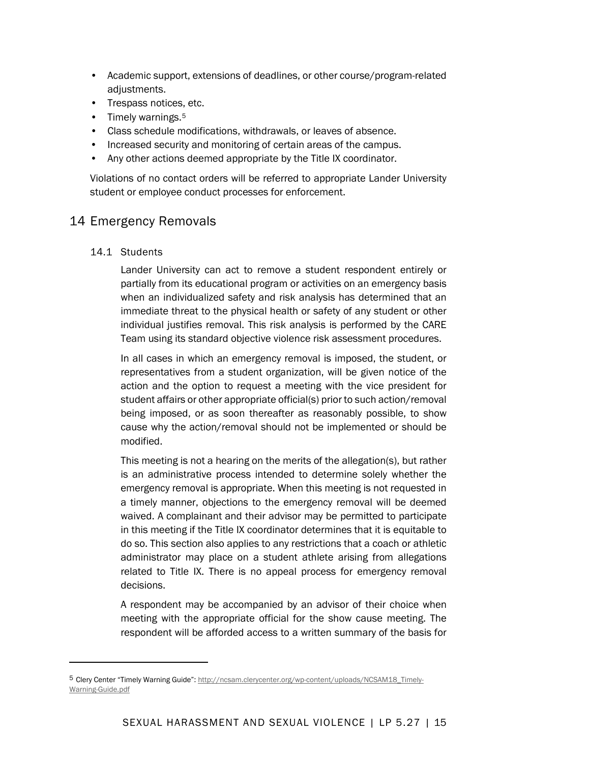- Academic support, extensions of deadlines, or other course/program-related adjustments.
- Trespass notices, etc.
- Timely warnings.[5]
- Class schedule modifications, withdrawals, or leaves of absence.
- Increased security and monitoring of certain areas of the campus.
- Any other actions deemed appropriate by the Title IX coordinator.

Violations of no contact orders will be referred to appropriate Lander University student or employee conduct processes for enforcement.

## 14 Emergency Removals

### 14.1 Students

Lander University can act to remove a student respondent entirely or partially from its educational program or activities on an emergency basis when an individualized safety and risk analysis has determined that an immediate threat to the physical health or safety of any student or other individual justifies removal. This risk analysis is performed by the CARE Team using its standard objective violence risk assessment procedures.

In all cases in which an emergency removal is imposed, the student, or representatives from a student organization, will be given notice of the action and the option to request a meeting with the vice president for student affairs or other appropriate official(s) prior to such action/removal being imposed, or as soon thereafter as reasonably possible, to show cause why the action/removal should not be implemented or should be modified.

This meeting is not a hearing on the merits of the allegation(s), but rather is an administrative process intended to determine solely whether the emergency removal is appropriate. When this meeting is not requested in a timely manner, objections to the emergency removal will be deemed waived. A complainant and their advisor may be permitted to participate in this meeting if the Title IX coordinator determines that it is equitable to do so. This section also applies to any restrictions that a coach or athletic administrator may place on a student athlete arising from allegations related to Title IX. There is no appeal process for emergency removal decisions.

A respondent may be accompanied by an advisor of their choice when meeting with the appropriate official for the show cause meeting. The respondent will be afforded access to a written summary of the basis for

---

[5] Clery Center "Timely Warning Guide": http://ncsam.clerycenter.org/wp-content/uploads/NCSAM18_Timely-Warning-Guide.pdf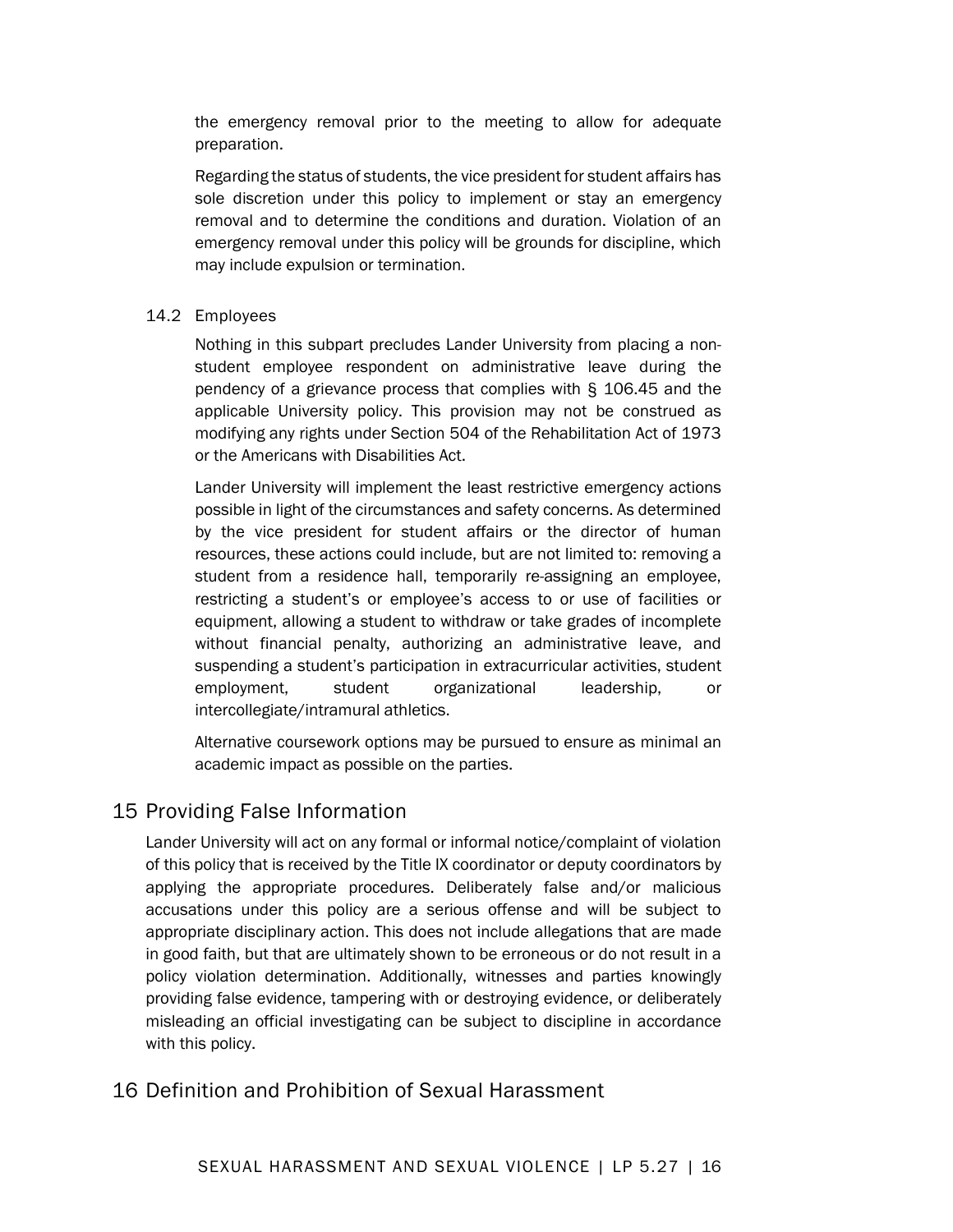the emergency removal prior to the meeting to allow for adequate preparation.

Regarding the status of students, the vice president for student affairs has sole discretion under this policy to implement or stay an emergency removal and to determine the conditions and duration. Violation of an emergency removal under this policy will be grounds for discipline, which may include expulsion or termination.

### 14.2 Employees

Nothing in this subpart precludes Lander University from placing a non-student employee respondent on administrative leave during the pendency of a grievance process that complies with § 106.45 and the applicable University policy. This provision may not be construed as modifying any rights under Section 504 of the Rehabilitation Act of 1973 or the Americans with Disabilities Act.

Lander University will implement the least restrictive emergency actions possible in light of the circumstances and safety concerns. As determined by the vice president for student affairs or the director of human resources, these actions could include, but are not limited to: removing a student from a residence hall, temporarily re-assigning an employee, restricting a student's or employee's access to or use of facilities or equipment, allowing a student to withdraw or take grades of incomplete without financial penalty, authorizing an administrative leave, and suspending a student's participation in extracurricular activities, student employment, student organizational leadership, or intercollegiate/intramural athletics.

Alternative coursework options may be pursued to ensure as minimal an academic impact as possible on the parties.

## 15 Providing False Information

Lander University will act on any formal or informal notice/complaint of violation of this policy that is received by the Title IX coordinator or deputy coordinators by applying the appropriate procedures. Deliberately false and/or malicious accusations under this policy are a serious offense and will be subject to appropriate disciplinary action. This does not include allegations that are made in good faith, but that are ultimately shown to be erroneous or do not result in a policy violation determination. Additionally, witnesses and parties knowingly providing false evidence, tampering with or destroying evidence, or deliberately misleading an official investigating can be subject to discipline in accordance with this policy.

## 16 Definition and Prohibition of Sexual Harassment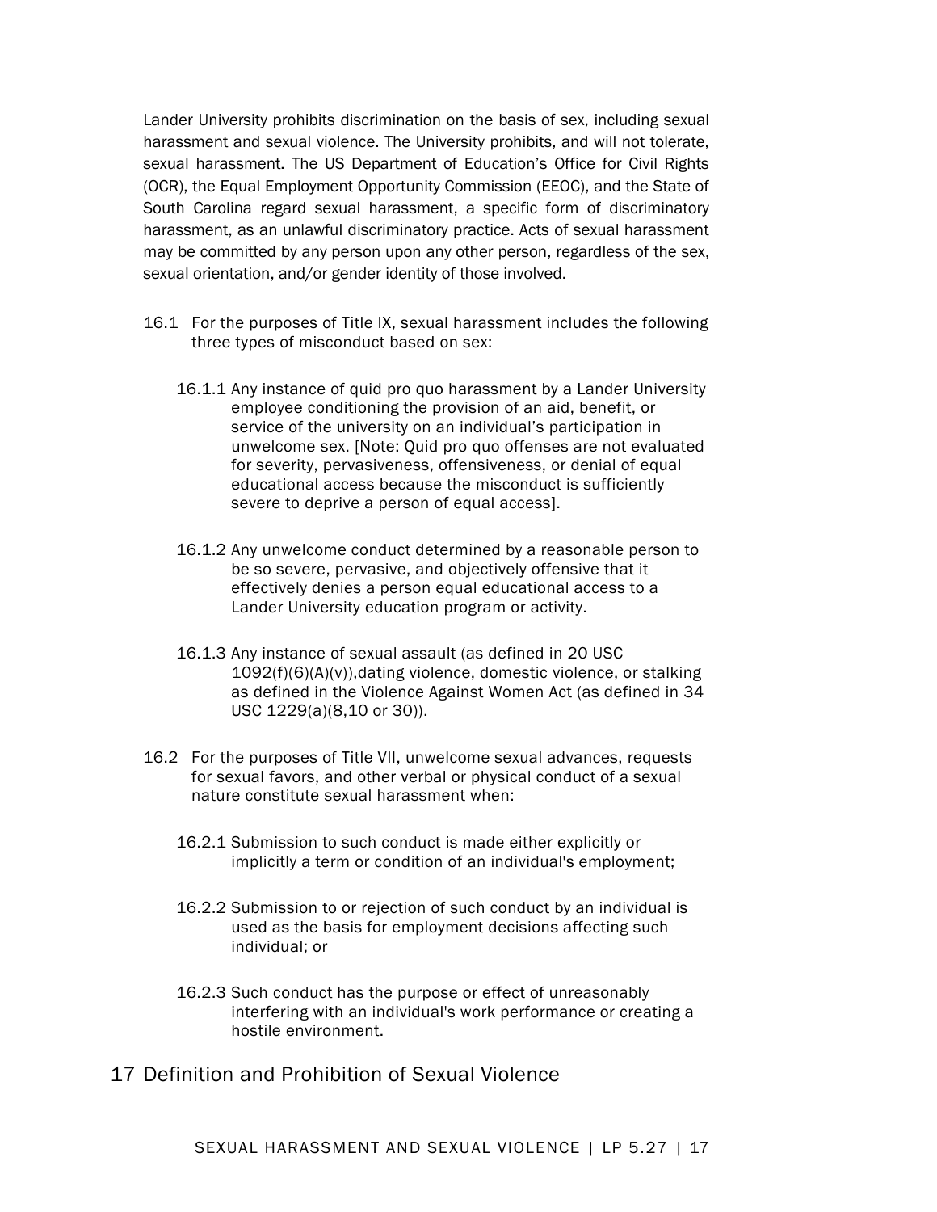Lander University prohibits discrimination on the basis of sex, including sexual harassment and sexual violence. The University prohibits, and will not tolerate, sexual harassment. The US Department of Education's Office for Civil Rights (OCR), the Equal Employment Opportunity Commission (EEOC), and the State of South Carolina regard sexual harassment, a specific form of discriminatory harassment, as an unlawful discriminatory practice. Acts of sexual harassment may be committed by any person upon any other person, regardless of the sex, sexual orientation, and/or gender identity of those involved.

16.1 For the purposes of Title IX, sexual harassment includes the following three types of misconduct based on sex:

16.1.1 Any instance of quid pro quo harassment by a Lander University employee conditioning the provision of an aid, benefit, or service of the university on an individual's participation in unwelcome sex. [Note: Quid pro quo offenses are not evaluated for severity, pervasiveness, offensiveness, or denial of equal educational access because the misconduct is sufficiently severe to deprive a person of equal access].

16.1.2 Any unwelcome conduct determined by a reasonable person to be so severe, pervasive, and objectively offensive that it effectively denies a person equal educational access to a Lander University education program or activity.

16.1.3 Any instance of sexual assault (as defined in 20 USC 1092(f)(6)(A)(v)),dating violence, domestic violence, or stalking as defined in the Violence Against Women Act (as defined in 34 USC 1229(a)(8,10 or 30)).

16.2 For the purposes of Title VII, unwelcome sexual advances, requests for sexual favors, and other verbal or physical conduct of a sexual nature constitute sexual harassment when:

16.2.1 Submission to such conduct is made either explicitly or implicitly a term or condition of an individual's employment;

16.2.2 Submission to or rejection of such conduct by an individual is used as the basis for employment decisions affecting such individual; or

16.2.3 Such conduct has the purpose or effect of unreasonably interfering with an individual's work performance or creating a hostile environment.

# 17 Definition and Prohibition of Sexual Violence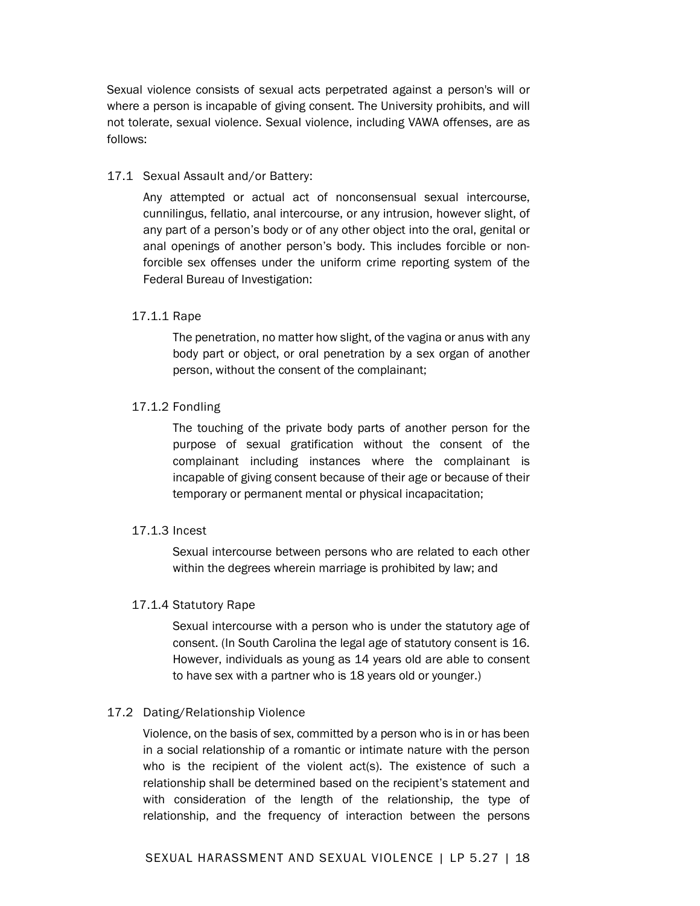Sexual violence consists of sexual acts perpetrated against a person's will or where a person is incapable of giving consent. The University prohibits, and will not tolerate, sexual violence. Sexual violence, including VAWA offenses, are as follows:

### 17.1 Sexual Assault and/or Battery:

Any attempted or actual act of nonconsensual sexual intercourse, cunnilingus, fellatio, anal intercourse, or any intrusion, however slight, of any part of a person's body or of any other object into the oral, genital or anal openings of another person's body. This includes forcible or non-forcible sex offenses under the uniform crime reporting system of the Federal Bureau of Investigation:

#### 17.1.1 Rape

The penetration, no matter how slight, of the vagina or anus with any body part or object, or oral penetration by a sex organ of another person, without the consent of the complainant;

#### 17.1.2 Fondling

The touching of the private body parts of another person for the purpose of sexual gratification without the consent of the complainant including instances where the complainant is incapable of giving consent because of their age or because of their temporary or permanent mental or physical incapacitation;

#### 17.1.3 Incest

Sexual intercourse between persons who are related to each other within the degrees wherein marriage is prohibited by law; and

#### 17.1.4 Statutory Rape

Sexual intercourse with a person who is under the statutory age of consent. (In South Carolina the legal age of statutory consent is 16. However, individuals as young as 14 years old are able to consent to have sex with a partner who is 18 years old or younger.)

### 17.2 Dating/Relationship Violence

Violence, on the basis of sex, committed by a person who is in or has been in a social relationship of a romantic or intimate nature with the person who is the recipient of the violent act(s). The existence of such a relationship shall be determined based on the recipient's statement and with consideration of the length of the relationship, the type of relationship, and the frequency of interaction between the persons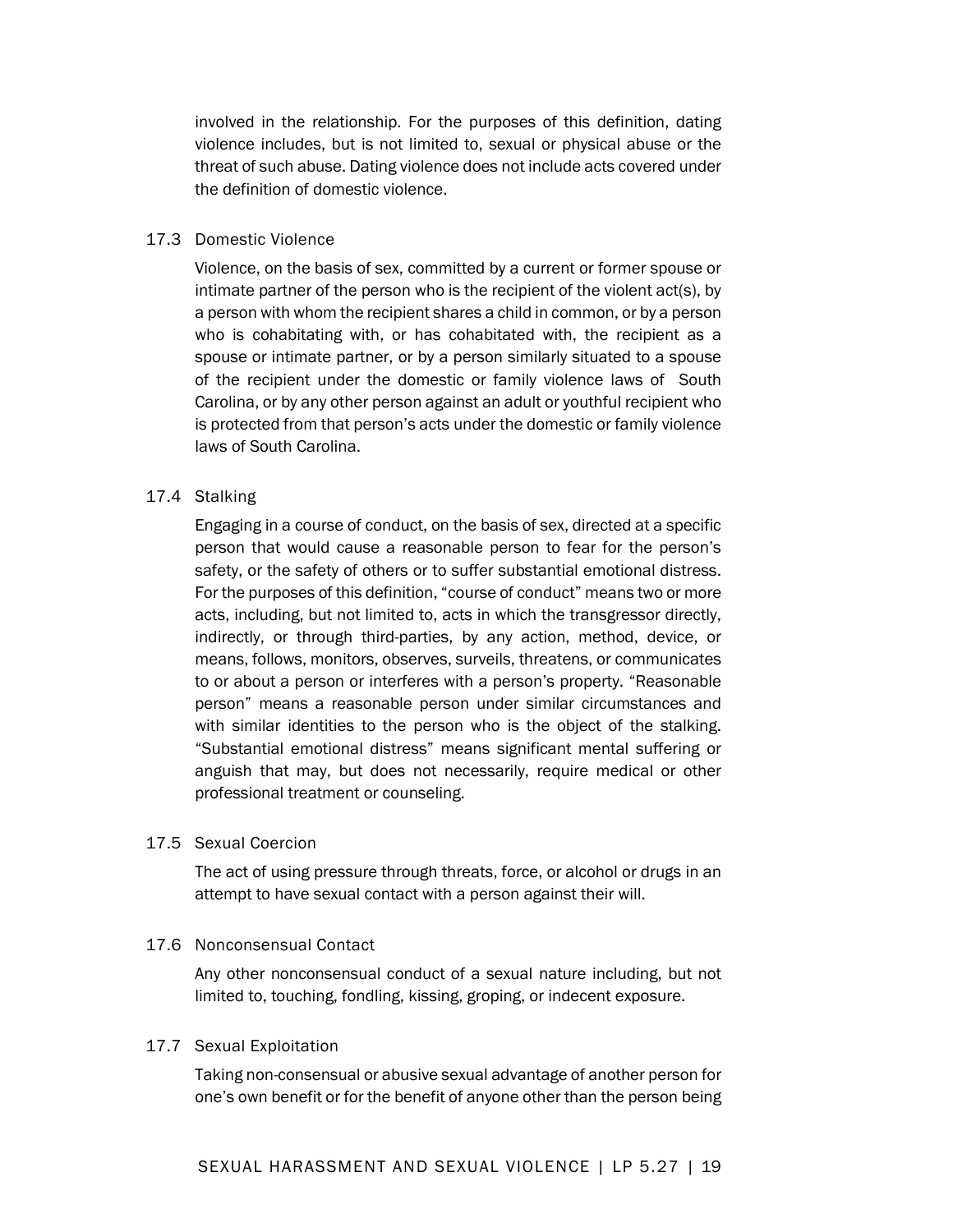involved in the relationship. For the purposes of this definition, dating violence includes, but is not limited to, sexual or physical abuse or the threat of such abuse. Dating violence does not include acts covered under the definition of domestic violence.

### 17.3 Domestic Violence

Violence, on the basis of sex, committed by a current or former spouse or intimate partner of the person who is the recipient of the violent act(s), by a person with whom the recipient shares a child in common, or by a person who is cohabitating with, or has cohabitated with, the recipient as a spouse or intimate partner, or by a person similarly situated to a spouse of the recipient under the domestic or family violence laws of South Carolina, or by any other person against an adult or youthful recipient who is protected from that person's acts under the domestic or family violence laws of South Carolina.

### 17.4 Stalking

Engaging in a course of conduct, on the basis of sex, directed at a specific person that would cause a reasonable person to fear for the person's safety, or the safety of others or to suffer substantial emotional distress. For the purposes of this definition, "course of conduct" means two or more acts, including, but not limited to, acts in which the transgressor directly, indirectly, or through third-parties, by any action, method, device, or means, follows, monitors, observes, surveils, threatens, or communicates to or about a person or interferes with a person's property. "Reasonable person" means a reasonable person under similar circumstances and with similar identities to the person who is the object of the stalking. "Substantial emotional distress" means significant mental suffering or anguish that may, but does not necessarily, require medical or other professional treatment or counseling.

### 17.5 Sexual Coercion

The act of using pressure through threats, force, or alcohol or drugs in an attempt to have sexual contact with a person against their will.

### 17.6 Nonconsensual Contact

Any other nonconsensual conduct of a sexual nature including, but not limited to, touching, fondling, kissing, groping, or indecent exposure.

### 17.7 Sexual Exploitation

Taking non-consensual or abusive sexual advantage of another person for one's own benefit or for the benefit of anyone other than the person being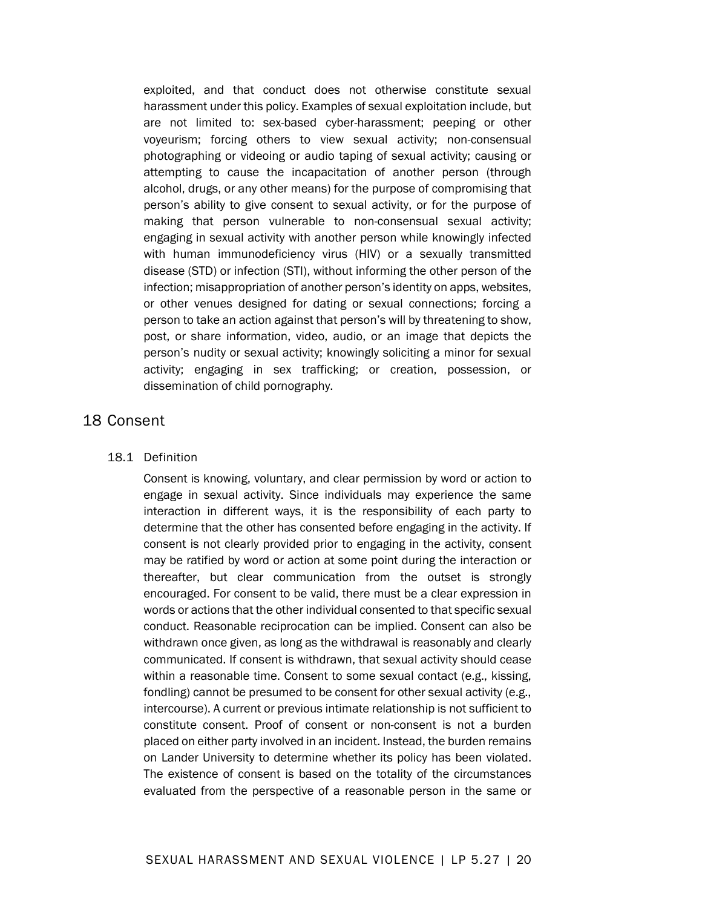exploited, and that conduct does not otherwise constitute sexual harassment under this policy. Examples of sexual exploitation include, but are not limited to: sex-based cyber-harassment; peeping or other voyeurism; forcing others to view sexual activity; non-consensual photographing or videoing or audio taping of sexual activity; causing or attempting to cause the incapacitation of another person (through alcohol, drugs, or any other means) for the purpose of compromising that person's ability to give consent to sexual activity, or for the purpose of making that person vulnerable to non-consensual sexual activity; engaging in sexual activity with another person while knowingly infected with human immunodeficiency virus (HIV) or a sexually transmitted disease (STD) or infection (STI), without informing the other person of the infection; misappropriation of another person's identity on apps, websites, or other venues designed for dating or sexual connections; forcing a person to take an action against that person's will by threatening to show, post, or share information, video, audio, or an image that depicts the person's nudity or sexual activity; knowingly soliciting a minor for sexual activity; engaging in sex trafficking; or creation, possession, or dissemination of child pornography.

# 18 Consent

## 18.1 Definition

Consent is knowing, voluntary, and clear permission by word or action to engage in sexual activity. Since individuals may experience the same interaction in different ways, it is the responsibility of each party to determine that the other has consented before engaging in the activity. If consent is not clearly provided prior to engaging in the activity, consent may be ratified by word or action at some point during the interaction or thereafter, but clear communication from the outset is strongly encouraged. For consent to be valid, there must be a clear expression in words or actions that the other individual consented to that specific sexual conduct. Reasonable reciprocation can be implied. Consent can also be withdrawn once given, as long as the withdrawal is reasonably and clearly communicated. If consent is withdrawn, that sexual activity should cease within a reasonable time. Consent to some sexual contact (e.g., kissing, fondling) cannot be presumed to be consent for other sexual activity (e.g., intercourse). A current or previous intimate relationship is not sufficient to constitute consent. Proof of consent or non-consent is not a burden placed on either party involved in an incident. Instead, the burden remains on Lander University to determine whether its policy has been violated. The existence of consent is based on the totality of the circumstances evaluated from the perspective of a reasonable person in the same or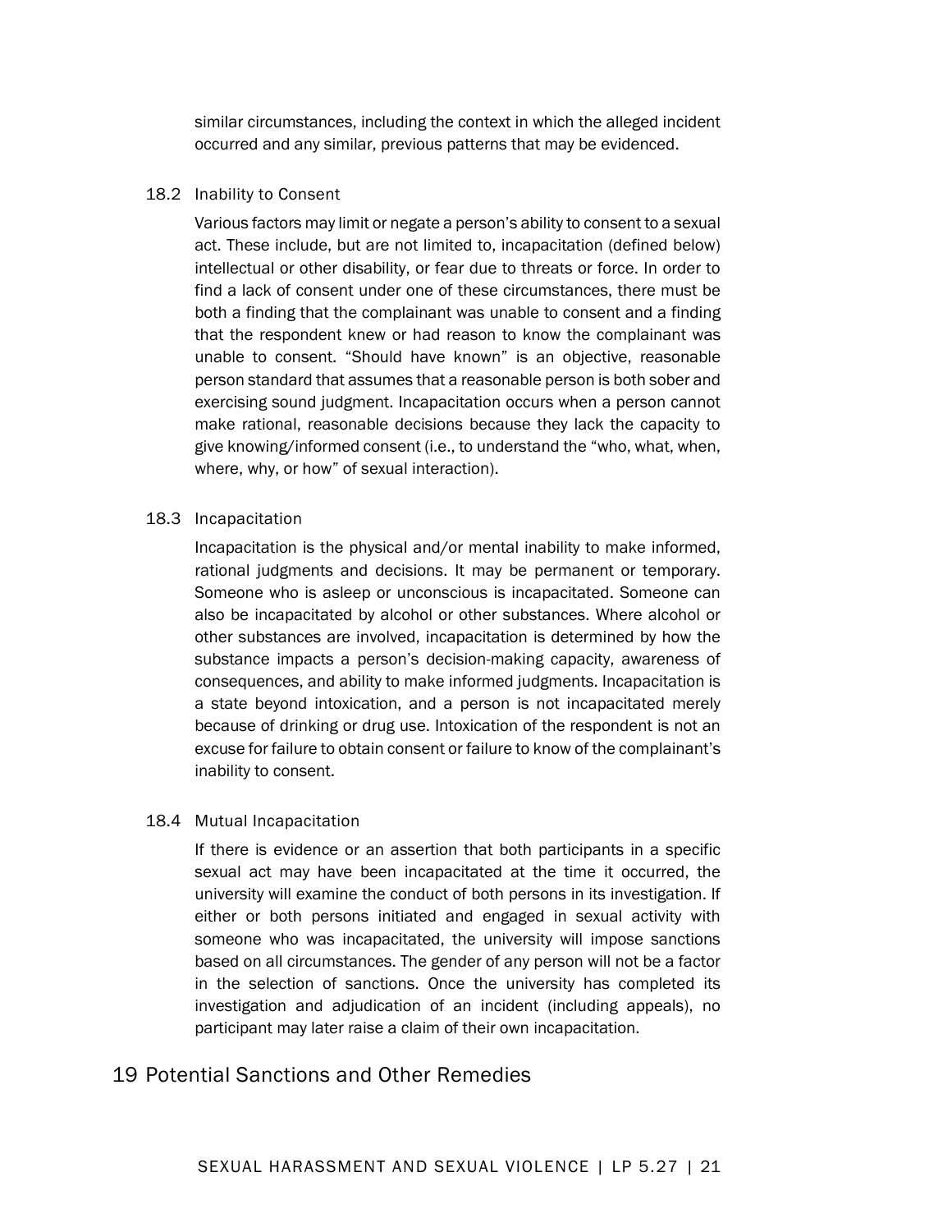similar circumstances, including the context in which the alleged incident occurred and any similar, previous patterns that may be evidenced.

### 18.2 Inability to Consent

Various factors may limit or negate a person's ability to consent to a sexual act. These include, but are not limited to, incapacitation (defined below) intellectual or other disability, or fear due to threats or force. In order to find a lack of consent under one of these circumstances, there must be both a finding that the complainant was unable to consent and a finding that the respondent knew or had reason to know the complainant was unable to consent. "Should have known" is an objective, reasonable person standard that assumes that a reasonable person is both sober and exercising sound judgment. Incapacitation occurs when a person cannot make rational, reasonable decisions because they lack the capacity to give knowing/informed consent (i.e., to understand the "who, what, when, where, why, or how" of sexual interaction).

### 18.3 Incapacitation

Incapacitation is the physical and/or mental inability to make informed, rational judgments and decisions. It may be permanent or temporary. Someone who is asleep or unconscious is incapacitated. Someone can also be incapacitated by alcohol or other substances. Where alcohol or other substances are involved, incapacitation is determined by how the substance impacts a person's decision-making capacity, awareness of consequences, and ability to make informed judgments. Incapacitation is a state beyond intoxication, and a person is not incapacitated merely because of drinking or drug use. Intoxication of the respondent is not an excuse for failure to obtain consent or failure to know of the complainant's inability to consent.

### 18.4 Mutual Incapacitation

If there is evidence or an assertion that both participants in a specific sexual act may have been incapacitated at the time it occurred, the university will examine the conduct of both persons in its investigation. If either or both persons initiated and engaged in sexual activity with someone who was incapacitated, the university will impose sanctions based on all circumstances. The gender of any person will not be a factor in the selection of sanctions. Once the university has completed its investigation and adjudication of an incident (including appeals), no participant may later raise a claim of their own incapacitation.

## 19 Potential Sanctions and Other Remedies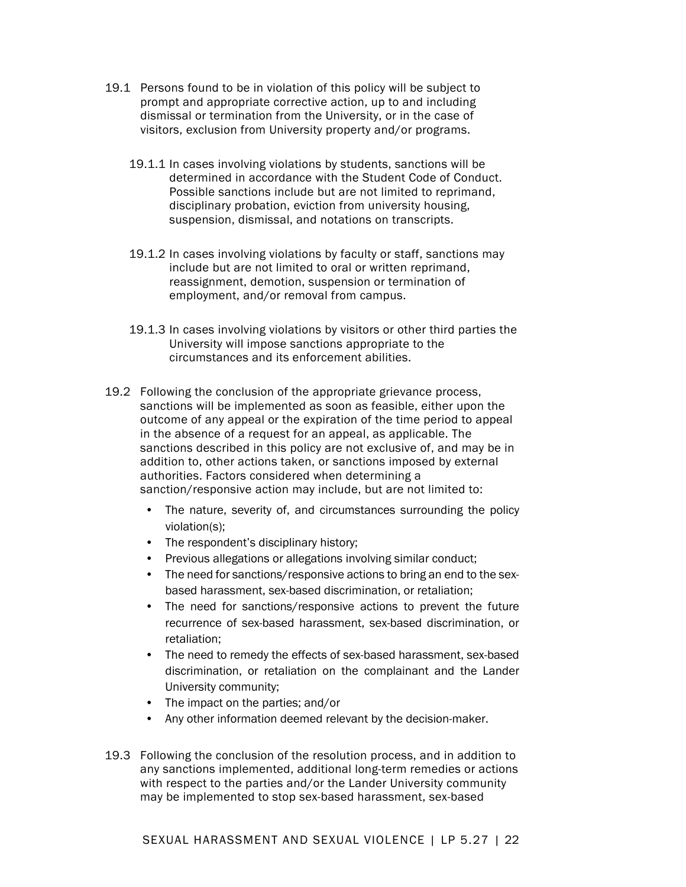19.1 Persons found to be in violation of this policy will be subject to prompt and appropriate corrective action, up to and including dismissal or termination from the University, or in the case of visitors, exclusion from University property and/or programs.

19.1.1 In cases involving violations by students, sanctions will be determined in accordance with the Student Code of Conduct. Possible sanctions include but are not limited to reprimand, disciplinary probation, eviction from university housing, suspension, dismissal, and notations on transcripts.

19.1.2 In cases involving violations by faculty or staff, sanctions may include but are not limited to oral or written reprimand, reassignment, demotion, suspension or termination of employment, and/or removal from campus.

19.1.3 In cases involving violations by visitors or other third parties the University will impose sanctions appropriate to the circumstances and its enforcement abilities.

19.2 Following the conclusion of the appropriate grievance process, sanctions will be implemented as soon as feasible, either upon the outcome of any appeal or the expiration of the time period to appeal in the absence of a request for an appeal, as applicable. The sanctions described in this policy are not exclusive of, and may be in addition to, other actions taken, or sanctions imposed by external authorities. Factors considered when determining a sanction/responsive action may include, but are not limited to:

- The nature, severity of, and circumstances surrounding the policy violation(s);
- The respondent's disciplinary history;
- Previous allegations or allegations involving similar conduct;
- The need for sanctions/responsive actions to bring an end to the sex-based harassment, sex-based discrimination, or retaliation;
- The need for sanctions/responsive actions to prevent the future recurrence of sex-based harassment, sex-based discrimination, or retaliation;
- The need to remedy the effects of sex-based harassment, sex-based discrimination, or retaliation on the complainant and the Lander University community;
- The impact on the parties; and/or
- Any other information deemed relevant by the decision-maker.

19.3 Following the conclusion of the resolution process, and in addition to any sanctions implemented, additional long-term remedies or actions with respect to the parties and/or the Lander University community may be implemented to stop sex-based harassment, sex-based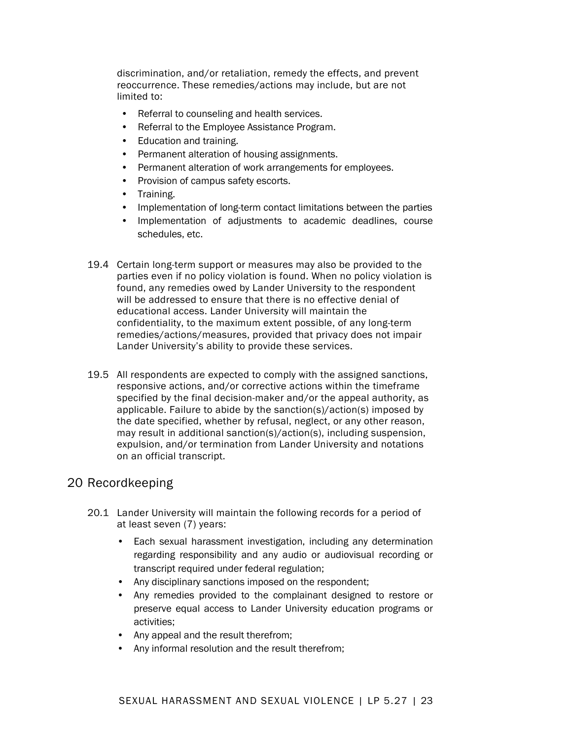discrimination, and/or retaliation, remedy the effects, and prevent reoccurrence. These remedies/actions may include, but are not limited to:

- Referral to counseling and health services.
- Referral to the Employee Assistance Program.
- Education and training.
- Permanent alteration of housing assignments.
- Permanent alteration of work arrangements for employees.
- Provision of campus safety escorts.
- Training.
- Implementation of long-term contact limitations between the parties
- Implementation of adjustments to academic deadlines, course schedules, etc.

19.4 Certain long-term support or measures may also be provided to the parties even if no policy violation is found. When no policy violation is found, any remedies owed by Lander University to the respondent will be addressed to ensure that there is no effective denial of educational access. Lander University will maintain the confidentiality, to the maximum extent possible, of any long-term remedies/actions/measures, provided that privacy does not impair Lander University's ability to provide these services.

19.5 All respondents are expected to comply with the assigned sanctions, responsive actions, and/or corrective actions within the timeframe specified by the final decision-maker and/or the appeal authority, as applicable. Failure to abide by the sanction(s)/action(s) imposed by the date specified, whether by refusal, neglect, or any other reason, may result in additional sanction(s)/action(s), including suspension, expulsion, and/or termination from Lander University and notations on an official transcript.

## 20 Recordkeeping

20.1 Lander University will maintain the following records for a period of at least seven (7) years:

- Each sexual harassment investigation, including any determination regarding responsibility and any audio or audiovisual recording or transcript required under federal regulation;
- Any disciplinary sanctions imposed on the respondent;
- Any remedies provided to the complainant designed to restore or preserve equal access to Lander University education programs or activities;
- Any appeal and the result therefrom;
- Any informal resolution and the result therefrom;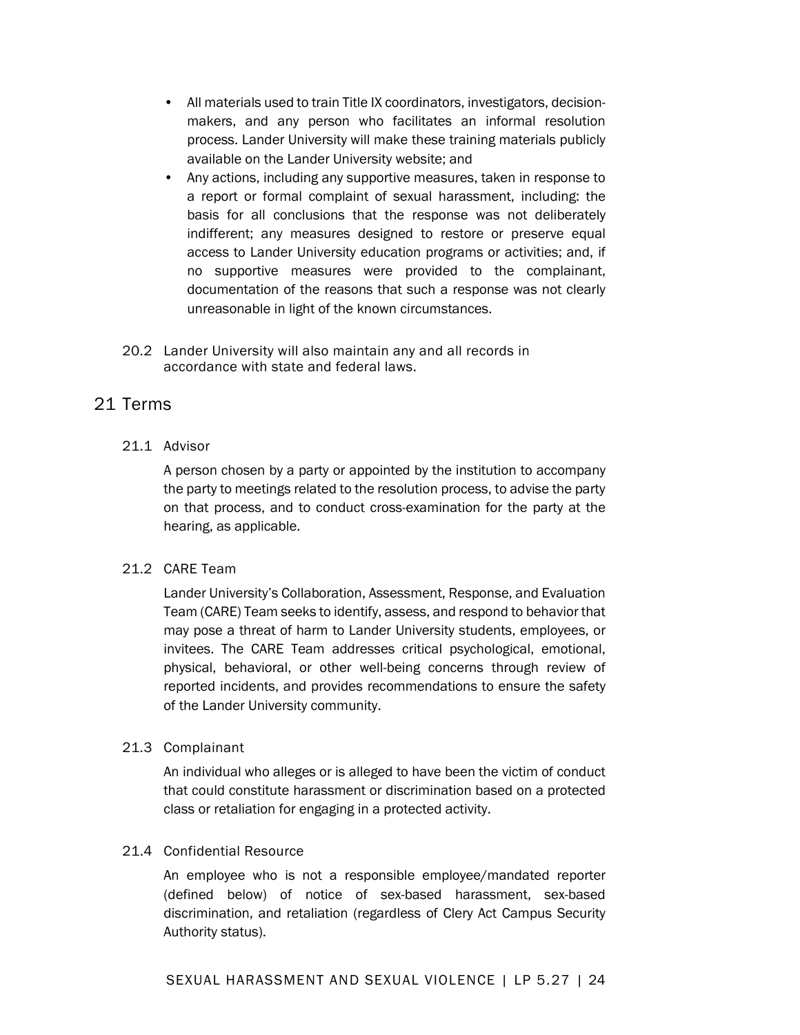- All materials used to train Title IX coordinators, investigators, decision-makers, and any person who facilitates an informal resolution process. Lander University will make these training materials publicly available on the Lander University website; and
- Any actions, including any supportive measures, taken in response to a report or formal complaint of sexual harassment, including: the basis for all conclusions that the response was not deliberately indifferent; any measures designed to restore or preserve equal access to Lander University education programs or activities; and, if no supportive measures were provided to the complainant, documentation of the reasons that such a response was not clearly unreasonable in light of the known circumstances.

20.2 Lander University will also maintain any and all records in accordance with state and federal laws.

# 21 Terms

## 21.1 Advisor

A person chosen by a party or appointed by the institution to accompany the party to meetings related to the resolution process, to advise the party on that process, and to conduct cross-examination for the party at the hearing, as applicable.

## 21.2 CARE Team

Lander University's Collaboration, Assessment, Response, and Evaluation Team (CARE) Team seeks to identify, assess, and respond to behavior that may pose a threat of harm to Lander University students, employees, or invitees. The CARE Team addresses critical psychological, emotional, physical, behavioral, or other well-being concerns through review of reported incidents, and provides recommendations to ensure the safety of the Lander University community.

## 21.3 Complainant

An individual who alleges or is alleged to have been the victim of conduct that could constitute harassment or discrimination based on a protected class or retaliation for engaging in a protected activity.

## 21.4 Confidential Resource

An employee who is not a responsible employee/mandated reporter (defined below) of notice of sex-based harassment, sex-based discrimination, and retaliation (regardless of Clery Act Campus Security Authority status).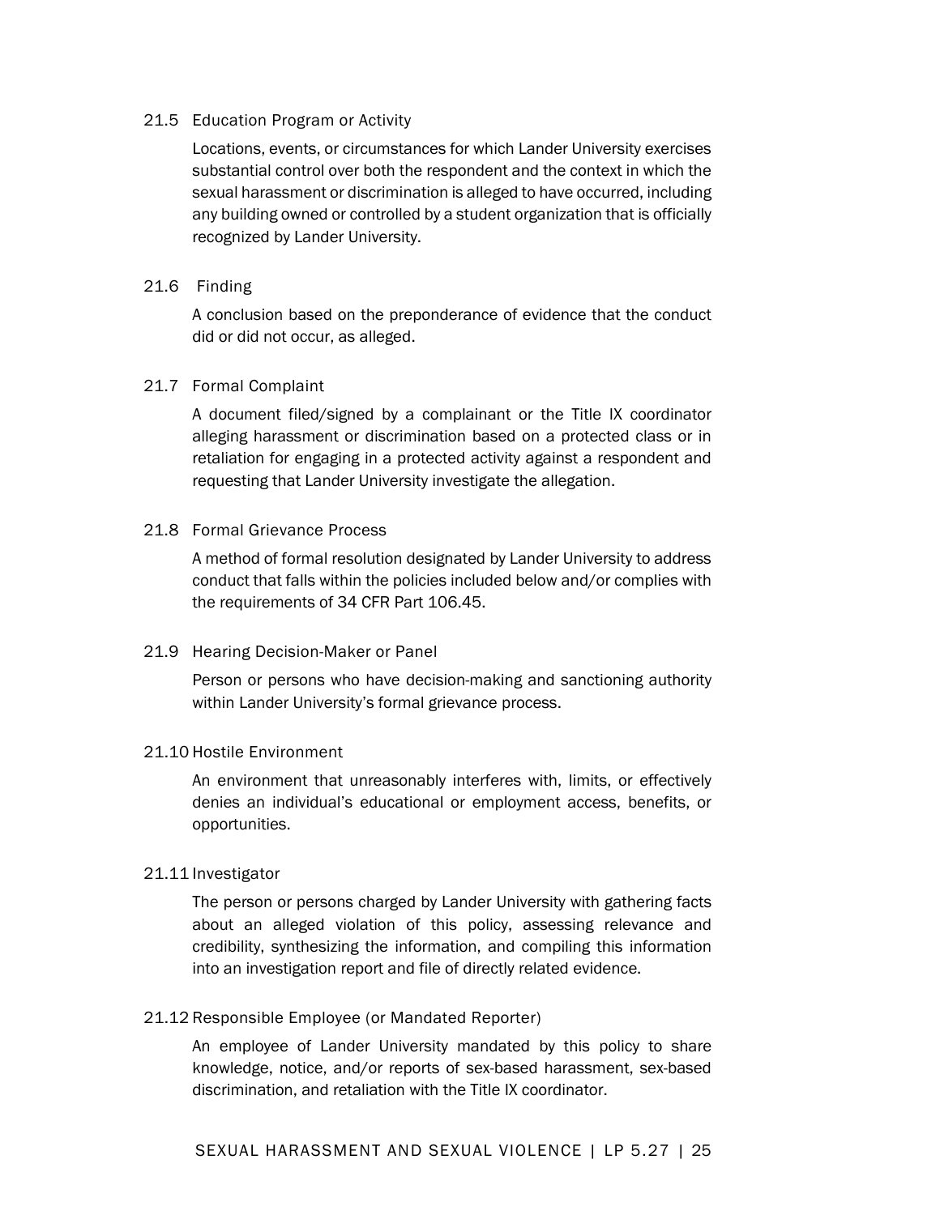### 21.5 Education Program or Activity

Locations, events, or circumstances for which Lander University exercises substantial control over both the respondent and the context in which the sexual harassment or discrimination is alleged to have occurred, including any building owned or controlled by a student organization that is officially recognized by Lander University.

### 21.6 Finding

A conclusion based on the preponderance of evidence that the conduct did or did not occur, as alleged.

### 21.7 Formal Complaint

A document filed/signed by a complainant or the Title IX coordinator alleging harassment or discrimination based on a protected class or in retaliation for engaging in a protected activity against a respondent and requesting that Lander University investigate the allegation.

### 21.8 Formal Grievance Process

A method of formal resolution designated by Lander University to address conduct that falls within the policies included below and/or complies with the requirements of 34 CFR Part 106.45.

### 21.9 Hearing Decision-Maker or Panel

Person or persons who have decision-making and sanctioning authority within Lander University's formal grievance process.

### 21.10 Hostile Environment

An environment that unreasonably interferes with, limits, or effectively denies an individual's educational or employment access, benefits, or opportunities.

### 21.11 Investigator

The person or persons charged by Lander University with gathering facts about an alleged violation of this policy, assessing relevance and credibility, synthesizing the information, and compiling this information into an investigation report and file of directly related evidence.

### 21.12 Responsible Employee (or Mandated Reporter)

An employee of Lander University mandated by this policy to share knowledge, notice, and/or reports of sex-based harassment, sex-based discrimination, and retaliation with the Title IX coordinator.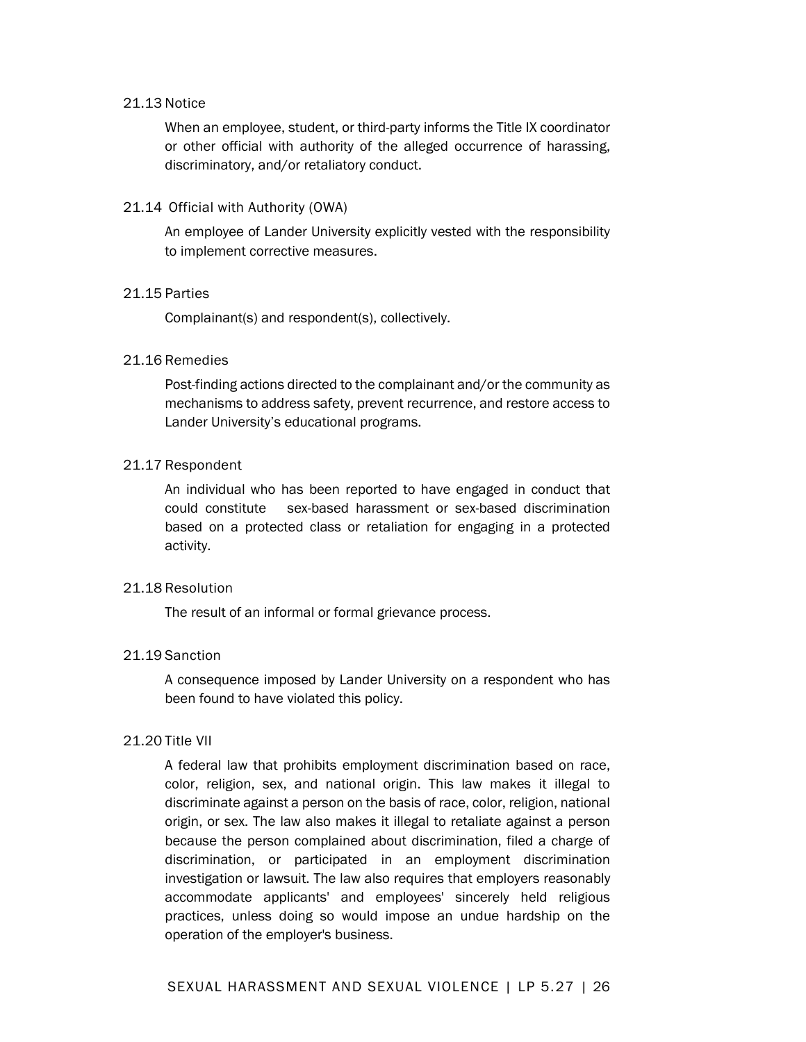### 21.13 Notice

When an employee, student, or third-party informs the Title IX coordinator or other official with authority of the alleged occurrence of harassing, discriminatory, and/or retaliatory conduct.

### 21.14 Official with Authority (OWA)

An employee of Lander University explicitly vested with the responsibility to implement corrective measures.

### 21.15 Parties

Complainant(s) and respondent(s), collectively.

### 21.16 Remedies

Post-finding actions directed to the complainant and/or the community as mechanisms to address safety, prevent recurrence, and restore access to Lander University's educational programs.

### 21.17 Respondent

An individual who has been reported to have engaged in conduct that could constitute sex-based harassment or sex-based discrimination based on a protected class or retaliation for engaging in a protected activity.

### 21.18 Resolution

The result of an informal or formal grievance process.

### 21.19 Sanction

A consequence imposed by Lander University on a respondent who has been found to have violated this policy.

### 21.20 Title VII

A federal law that prohibits employment discrimination based on race, color, religion, sex, and national origin. This law makes it illegal to discriminate against a person on the basis of race, color, religion, national origin, or sex. The law also makes it illegal to retaliate against a person because the person complained about discrimination, filed a charge of discrimination, or participated in an employment discrimination investigation or lawsuit. The law also requires that employers reasonably accommodate applicants' and employees' sincerely held religious practices, unless doing so would impose an undue hardship on the operation of the employer's business.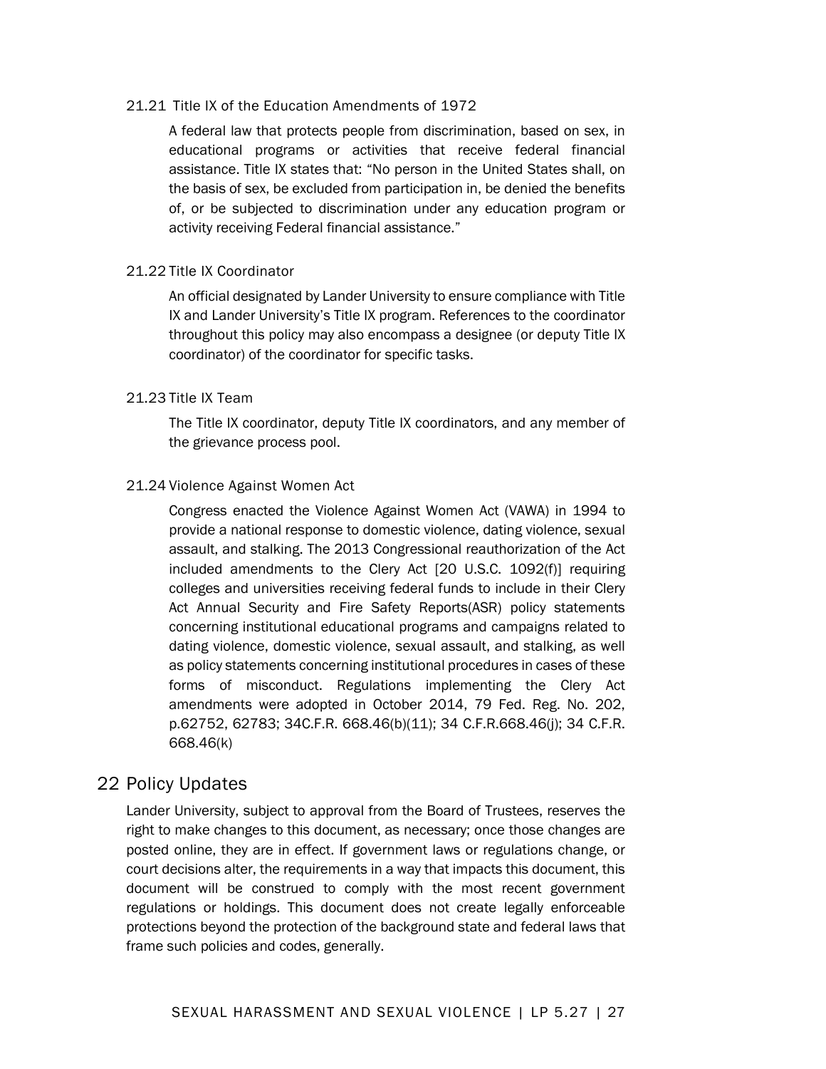### 21.21 Title IX of the Education Amendments of 1972

A federal law that protects people from discrimination, based on sex, in educational programs or activities that receive federal financial assistance. Title IX states that: "No person in the United States shall, on the basis of sex, be excluded from participation in, be denied the benefits of, or be subjected to discrimination under any education program or activity receiving Federal financial assistance."

### 21.22 Title IX Coordinator

An official designated by Lander University to ensure compliance with Title IX and Lander University's Title IX program. References to the coordinator throughout this policy may also encompass a designee (or deputy Title IX coordinator) of the coordinator for specific tasks.

### 21.23 Title IX Team

The Title IX coordinator, deputy Title IX coordinators, and any member of the grievance process pool.

### 21.24 Violence Against Women Act

Congress enacted the Violence Against Women Act (VAWA) in 1994 to provide a national response to domestic violence, dating violence, sexual assault, and stalking. The 2013 Congressional reauthorization of the Act included amendments to the Clery Act [20 U.S.C. 1092(f)] requiring colleges and universities receiving federal funds to include in their Clery Act Annual Security and Fire Safety Reports(ASR) policy statements concerning institutional educational programs and campaigns related to dating violence, domestic violence, sexual assault, and stalking, as well as policy statements concerning institutional procedures in cases of these forms of misconduct. Regulations implementing the Clery Act amendments were adopted in October 2014, 79 Fed. Reg. No. 202, p.62752, 62783; 34C.F.R. 668.46(b)(11); 34 C.F.R.668.46(j); 34 C.F.R. 668.46(k)

## 22 Policy Updates

Lander University, subject to approval from the Board of Trustees, reserves the right to make changes to this document, as necessary; once those changes are posted online, they are in effect. If government laws or regulations change, or court decisions alter, the requirements in a way that impacts this document, this document will be construed to comply with the most recent government regulations or holdings. This document does not create legally enforceable protections beyond the protection of the background state and federal laws that frame such policies and codes, generally.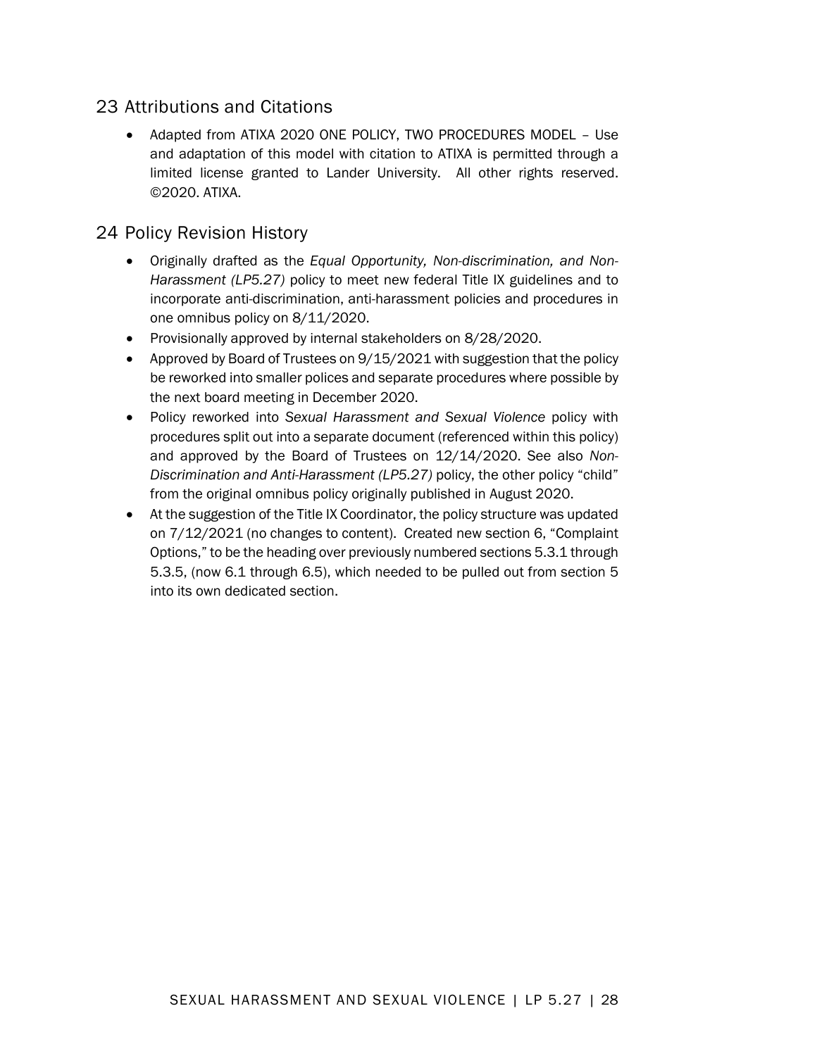## 23 Attributions and Citations

- Adapted from ATIXA 2020 ONE POLICY, TWO PROCEDURES MODEL – Use and adaptation of this model with citation to ATIXA is permitted through a limited license granted to Lander University. All other rights reserved. ©2020. ATIXA.

## 24 Policy Revision History

- Originally drafted as the *Equal Opportunity, Non-discrimination, and Non-Harassment (LP5.27)* policy to meet new federal Title IX guidelines and to incorporate anti-discrimination, anti-harassment policies and procedures in one omnibus policy on 8/11/2020.
- Provisionally approved by internal stakeholders on 8/28/2020.
- Approved by Board of Trustees on 9/15/2021 with suggestion that the policy be reworked into smaller polices and separate procedures where possible by the next board meeting in December 2020.
- Policy reworked into *Sexual Harassment and Sexual Violence* policy with procedures split out into a separate document (referenced within this policy) and approved by the Board of Trustees on 12/14/2020. See also *Non-Discrimination and Anti-Harassment (LP5.27)* policy, the other policy "child" from the original omnibus policy originally published in August 2020.
- At the suggestion of the Title IX Coordinator, the policy structure was updated on 7/12/2021 (no changes to content). Created new section 6, "Complaint Options," to be the heading over previously numbered sections 5.3.1 through 5.3.5, (now 6.1 through 6.5), which needed to be pulled out from section 5 into its own dedicated section.